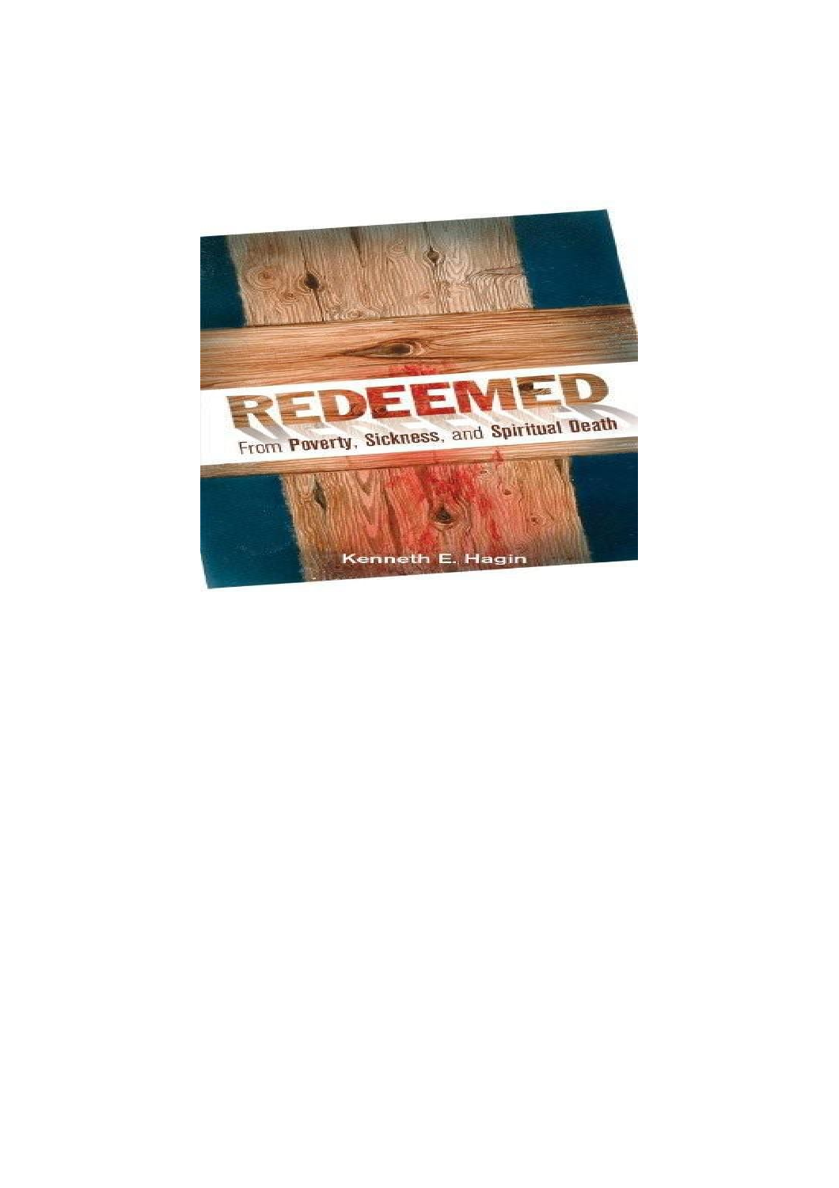# REDEEMED

## From Poverty, Sickness, and Spiritual Death

Kenneth E. Hagin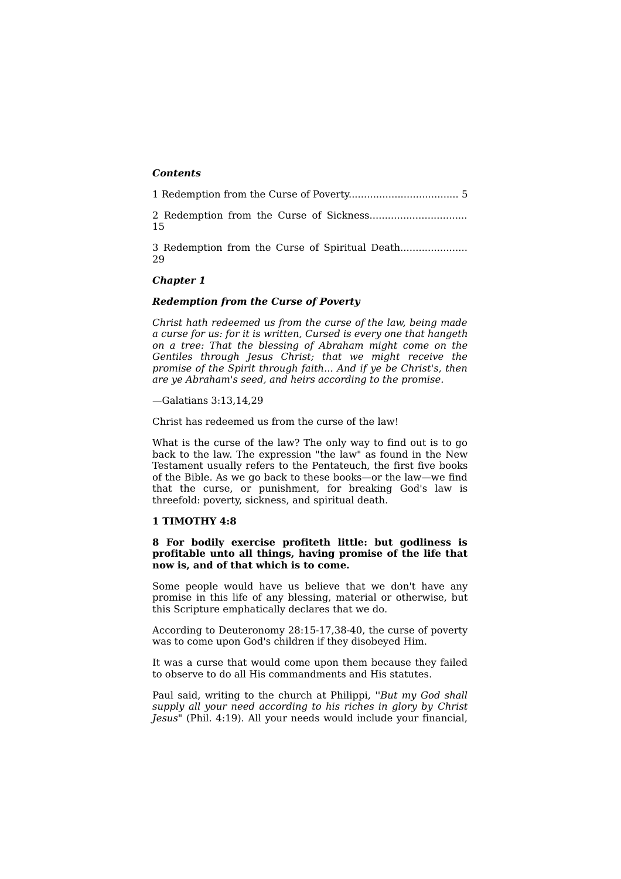***Contents***

1 Redemption from the Curse of Poverty.................................... 5

2 Redemption from the Curse of Sickness................................ 15

3 Redemption from the Curse of Spiritual Death...................... 29

## ***Chapter 1***

## ***Redemption from the Curse of Poverty***

*Christ hath redeemed us from the curse of the law, being made a curse for us: for it is written, Cursed is every one that hangeth on a tree: That the blessing of Abraham might come on the Gentiles through Jesus Christ; that we might receive the promise of the Spirit through faith... And if ye be Christ's, then are ye Abraham's seed, and heirs according to the promise.*

—Galatians 3:13,14,29

Christ has redeemed us from the curse of the law!

What is the curse of the law? The only way to find out is to go back to the law. The expression "the law" as found in the New Testament usually refers to the Pentateuch, the first five books of the Bible. As we go back to these books—or the law—we find that the curse, or punishment, for breaking God's law is threefold: poverty, sickness, and spiritual death.

**1 TIMOTHY 4:8**

**8 For bodily exercise profiteth little: but godliness is profitable unto all things, having promise of the life that now is, and of that which is to come.**

Some people would have us believe that we don't have any promise in this life of any blessing, material or otherwise, but this Scripture emphatically declares that we do.

According to Deuteronomy 28:15-17,38-40, the curse of poverty was to come upon God's children if they disobeyed Him.

It was a curse that would come upon them because they failed to observe to do all His commandments and His statutes.

Paul said, writing to the church at Philippi, "*But my God shall supply all your need according to his riches in glory by Christ Jesus*" (Phil. 4:19). All your needs would include your financial,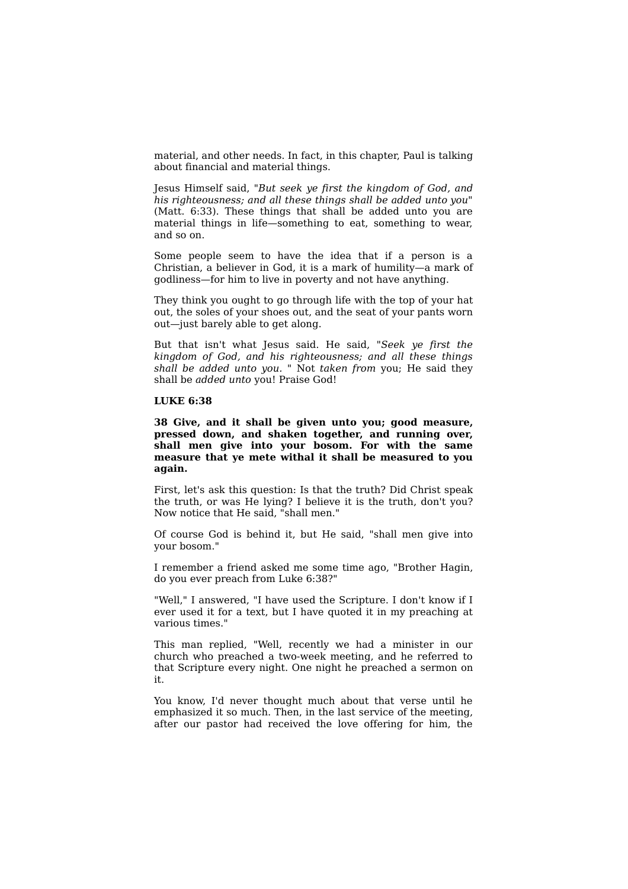material, and other needs. In fact, in this chapter, Paul is talking about financial and material things.

Jesus Himself said, "*But seek ye first the kingdom of God, and his righteousness; and all these things shall be added unto you*" (Matt. 6:33). These things that shall be added unto you are material things in life—something to eat, something to wear, and so on.

Some people seem to have the idea that if a person is a Christian, a believer in God, it is a mark of humility—a mark of godliness—for him to live in poverty and not have anything.

They think you ought to go through life with the top of your hat out, the soles of your shoes out, and the seat of your pants worn out—just barely able to get along.

But that isn't what Jesus said. He said, "*Seek ye first the kingdom of God, and his righteousness; and all these things shall be added unto you.* " Not *taken from* you; He said they shall be *added unto* you! Praise God!

**LUKE 6:38**

**38 Give, and it shall be given unto you; good measure, pressed down, and shaken together, and running over, shall men give into your bosom. For with the same measure that ye mete withal it shall be measured to you again.**

First, let's ask this question: Is that the truth? Did Christ speak the truth, or was He lying? I believe it is the truth, don't you? Now notice that He said, "shall men."

Of course God is behind it, but He said, "shall men give into your bosom."

I remember a friend asked me some time ago, "Brother Hagin, do you ever preach from Luke 6:38?"

"Well," I answered, "I have used the Scripture. I don't know if I ever used it for a text, but I have quoted it in my preaching at various times."

This man replied, "Well, recently we had a minister in our church who preached a two-week meeting, and he referred to that Scripture every night. One night he preached a sermon on it.

You know, I'd never thought much about that verse until he emphasized it so much. Then, in the last service of the meeting, after our pastor had received the love offering for him, the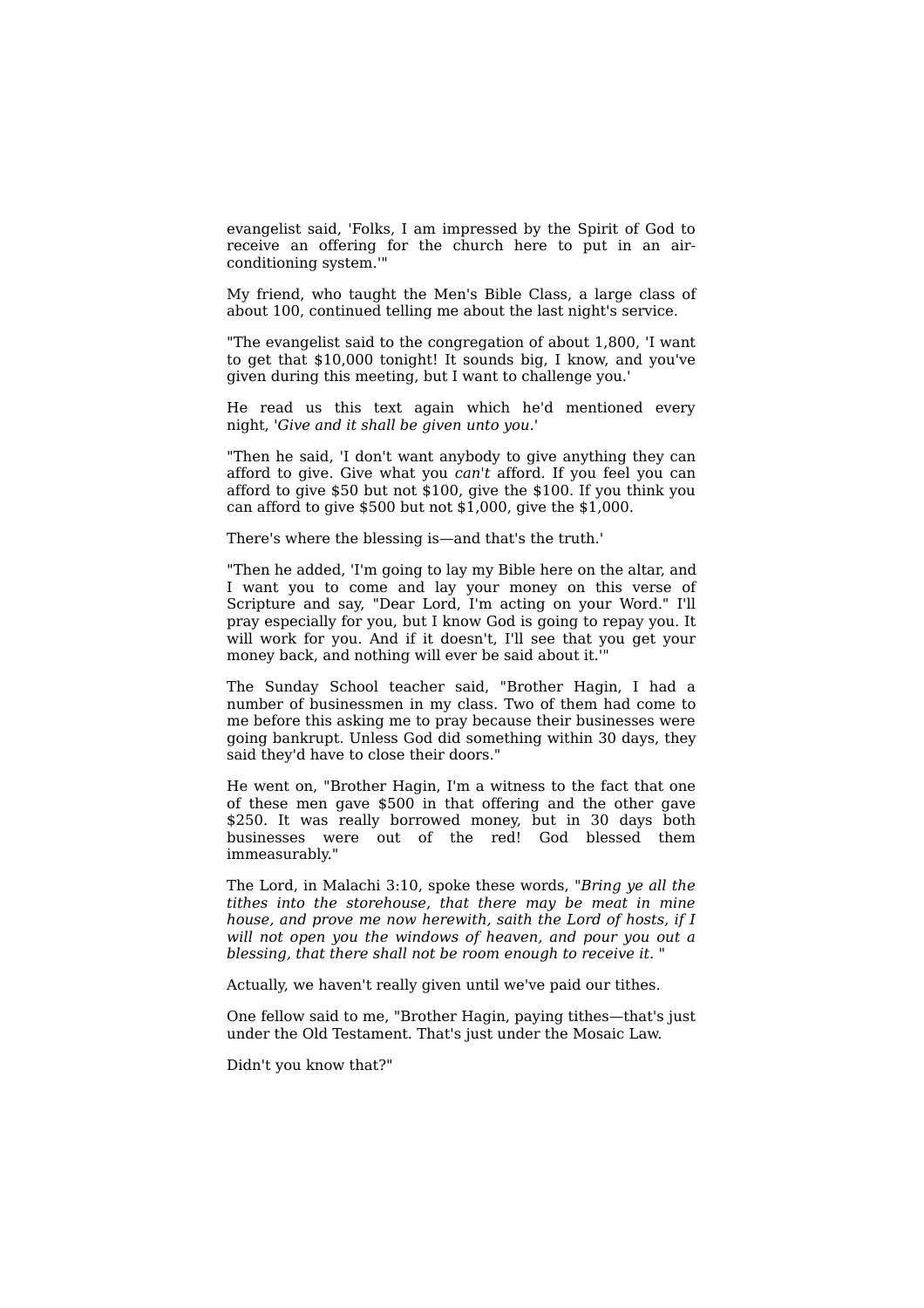evangelist said, 'Folks, I am impressed by the Spirit of God to receive an offering for the church here to put in an air-conditioning system.'"

My friend, who taught the Men's Bible Class, a large class of about 100, continued telling me about the last night's service.

"The evangelist said to the congregation of about 1,800, 'I want to get that $10,000 tonight! It sounds big, I know, and you've given during this meeting, but I want to challenge you.'

He read us this text again which he'd mentioned every night, '*Give and it shall be given unto you*.'

"Then he said, 'I don't want anybody to give anything they can afford to give. Give what you *can't* afford. If you feel you can afford to give $50 but not $100, give the $100. If you think you can afford to give $500 but not $1,000, give the $1,000.

There's where the blessing is—and that's the truth.'

"Then he added, 'I'm going to lay my Bible here on the altar, and I want you to come and lay your money on this verse of Scripture and say, "Dear Lord, I'm acting on your Word." I'll pray especially for you, but I know God is going to repay you. It will work for you. And if it doesn't, I'll see that you get your money back, and nothing will ever be said about it.'"

The Sunday School teacher said, "Brother Hagin, I had a number of businessmen in my class. Two of them had come to me before this asking me to pray because their businesses were going bankrupt. Unless God did something within 30 days, they said they'd have to close their doors."

He went on, "Brother Hagin, I'm a witness to the fact that one of these men gave $500 in that offering and the other gave $250. It was really borrowed money, but in 30 days both businesses were out of the red! God blessed them immeasurably."

The Lord, in Malachi 3:10, spoke these words, "*Bring ye all the tithes into the storehouse, that there may be meat in mine house, and prove me now herewith, saith the Lord of hosts, if I will not open you the windows of heaven, and pour you out a blessing, that there shall not be room enough to receive it.* "

Actually, we haven't really given until we've paid our tithes.

One fellow said to me, "Brother Hagin, paying tithes—that's just under the Old Testament. That's just under the Mosaic Law.

Didn't you know that?"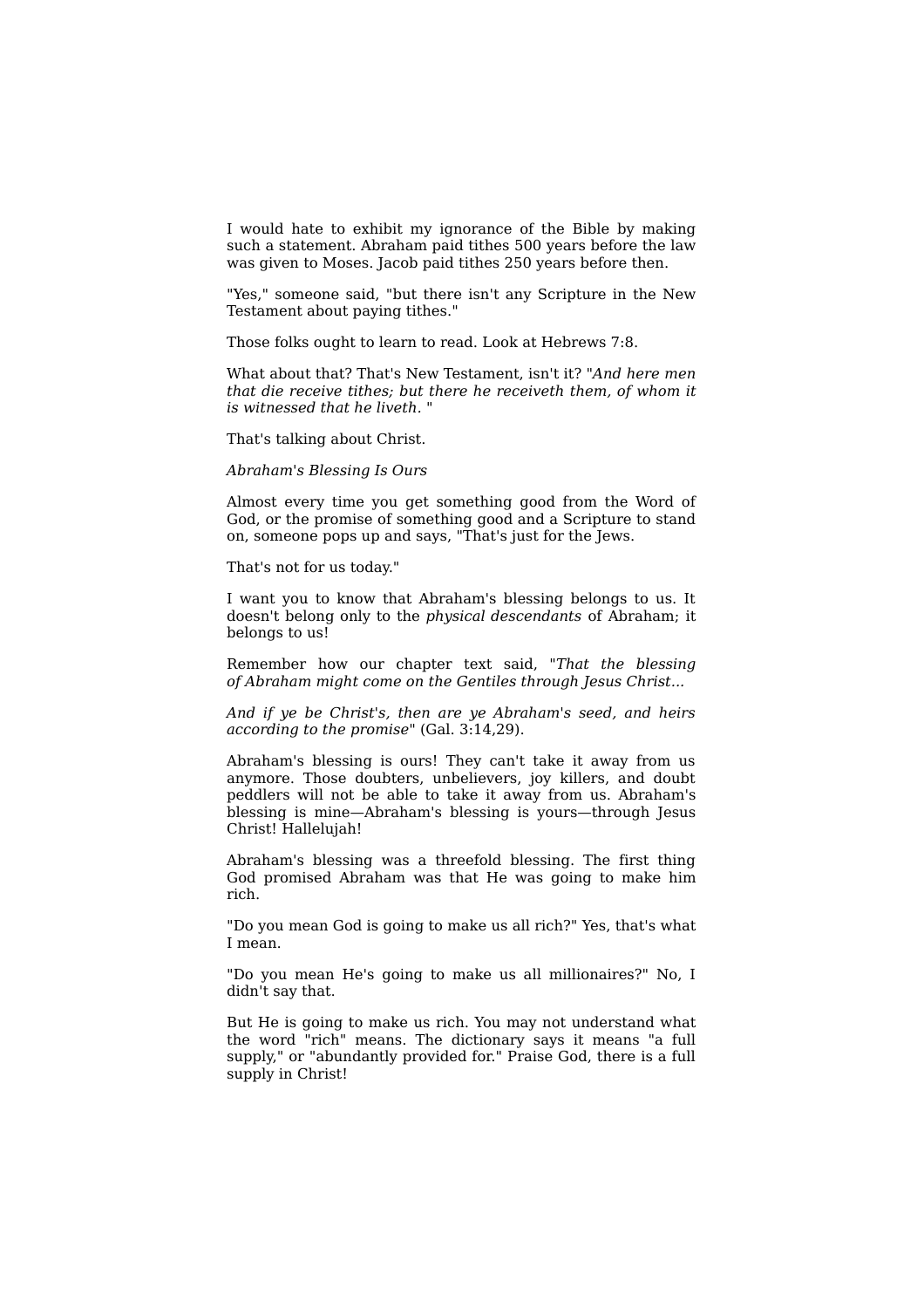I would hate to exhibit my ignorance of the Bible by making such a statement. Abraham paid tithes 500 years before the law was given to Moses. Jacob paid tithes 250 years before then.

"Yes," someone said, "but there isn't any Scripture in the New Testament about paying tithes."

Those folks ought to learn to read. Look at Hebrews 7:8.

What about that? That's New Testament, isn't it? "*And here men that die receive tithes; but there he receiveth them, of whom it is witnessed that he liveth.* "

That's talking about Christ.

*Abraham's Blessing Is Ours*

Almost every time you get something good from the Word of God, or the promise of something good and a Scripture to stand on, someone pops up and says, "That's just for the Jews.

That's not for us today."

I want you to know that Abraham's blessing belongs to us. It doesn't belong only to the *physical descendants* of Abraham; it belongs to us!

Remember how our chapter text said, "*That the blessing of Abraham might come on the Gentiles through Jesus Christ...*

*And if ye be Christ's, then are ye Abraham's seed, and heirs according to the promise*" (Gal. 3:14,29).

Abraham's blessing is ours! They can't take it away from us anymore. Those doubters, unbelievers, joy killers, and doubt peddlers will not be able to take it away from us. Abraham's blessing is mine—Abraham's blessing is yours—through Jesus Christ! Hallelujah!

Abraham's blessing was a threefold blessing. The first thing God promised Abraham was that He was going to make him rich.

"Do you mean God is going to make us all rich?" Yes, that's what I mean.

"Do you mean He's going to make us all millionaires?" No, I didn't say that.

But He is going to make us rich. You may not understand what the word "rich" means. The dictionary says it means "a full supply," or "abundantly provided for." Praise God, there is a full supply in Christ!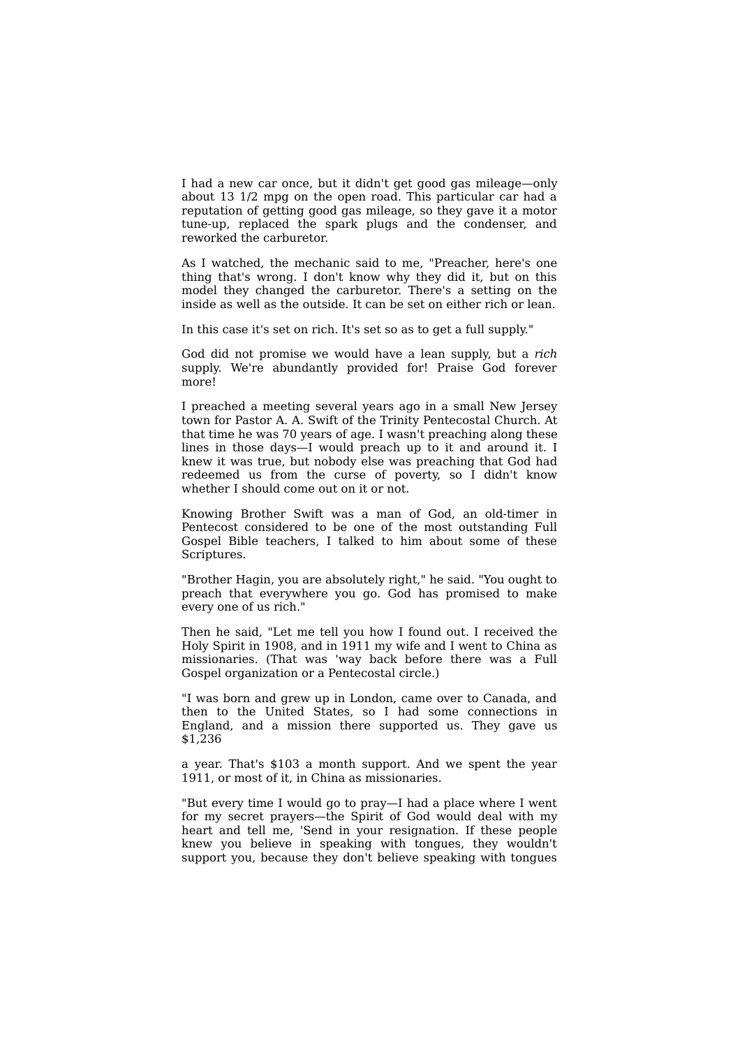I had a new car once, but it didn't get good gas mileage—only about 13 1/2 mpg on the open road. This particular car had a reputation of getting good gas mileage, so they gave it a motor tune-up, replaced the spark plugs and the condenser, and reworked the carburetor.

As I watched, the mechanic said to me, "Preacher, here's one thing that's wrong. I don't know why they did it, but on this model they changed the carburetor. There's a setting on the inside as well as the outside. It can be set on either rich or lean.

In this case it's set on rich. It's set so as to get a full supply."

God did not promise we would have a lean supply, but a *rich* supply. We're abundantly provided for! Praise God forever more!

I preached a meeting several years ago in a small New Jersey town for Pastor A. A. Swift of the Trinity Pentecostal Church. At that time he was 70 years of age. I wasn't preaching along these lines in those days—I would preach up to it and around it. I knew it was true, but nobody else was preaching that God had redeemed us from the curse of poverty, so I didn't know whether I should come out on it or not.

Knowing Brother Swift was a man of God, an old-timer in Pentecost considered to be one of the most outstanding Full Gospel Bible teachers, I talked to him about some of these Scriptures.

"Brother Hagin, you are absolutely right," he said. "You ought to preach that everywhere you go. God has promised to make every one of us rich."

Then he said, "Let me tell you how I found out. I received the Holy Spirit in 1908, and in 1911 my wife and I went to China as missionaries. (That was 'way back before there was a Full Gospel organization or a Pentecostal circle.)

"I was born and grew up in London, came over to Canada, and then to the United States, so I had some connections in England, and a mission there supported us. They gave us $1,236 a year. That's $103 a month support. And we spent the year 1911, or most of it, in China as missionaries.

"But every time I would go to pray—I had a place where I went for my secret prayers—the Spirit of God would deal with my heart and tell me, 'Send in your resignation. If these people knew you believe in speaking with tongues, they wouldn't support you, because they don't believe speaking with tongues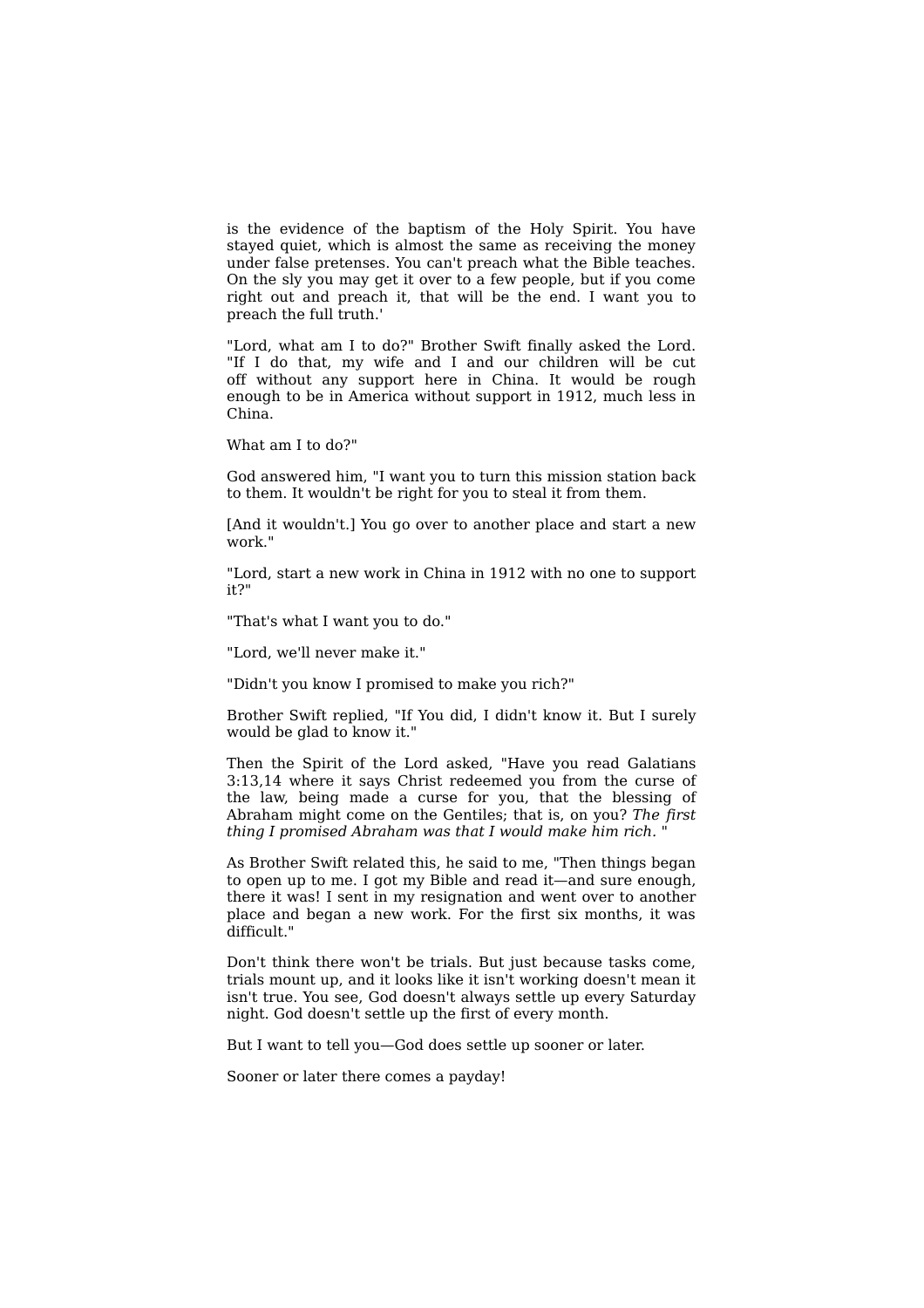is the evidence of the baptism of the Holy Spirit. You have stayed quiet, which is almost the same as receiving the money under false pretenses. You can't preach what the Bible teaches. On the sly you may get it over to a few people, but if you come right out and preach it, that will be the end. I want you to preach the full truth.'

"Lord, what am I to do?" Brother Swift finally asked the Lord. "If I do that, my wife and I and our children will be cut off without any support here in China. It would be rough enough to be in America without support in 1912, much less in China.

What am I to do?"

God answered him, "I want you to turn this mission station back to them. It wouldn't be right for you to steal it from them.

[And it wouldn't.] You go over to another place and start a new work."

"Lord, start a new work in China in 1912 with no one to support it?"

"That's what I want you to do."

"Lord, we'll never make it."

"Didn't you know I promised to make you rich?"

Brother Swift replied, "If You did, I didn't know it. But I surely would be glad to know it."

Then the Spirit of the Lord asked, "Have you read Galatians 3:13,14 where it says Christ redeemed you from the curse of the law, being made a curse for you, that the blessing of Abraham might come on the Gentiles; that is, on you? *The first thing I promised Abraham was that I would make him rich.* "

As Brother Swift related this, he said to me, "Then things began to open up to me. I got my Bible and read it—and sure enough, there it was! I sent in my resignation and went over to another place and began a new work. For the first six months, it was difficult."

Don't think there won't be trials. But just because tasks come, trials mount up, and it looks like it isn't working doesn't mean it isn't true. You see, God doesn't always settle up every Saturday night. God doesn't settle up the first of every month.

But I want to tell you—God does settle up sooner or later.

Sooner or later there comes a payday!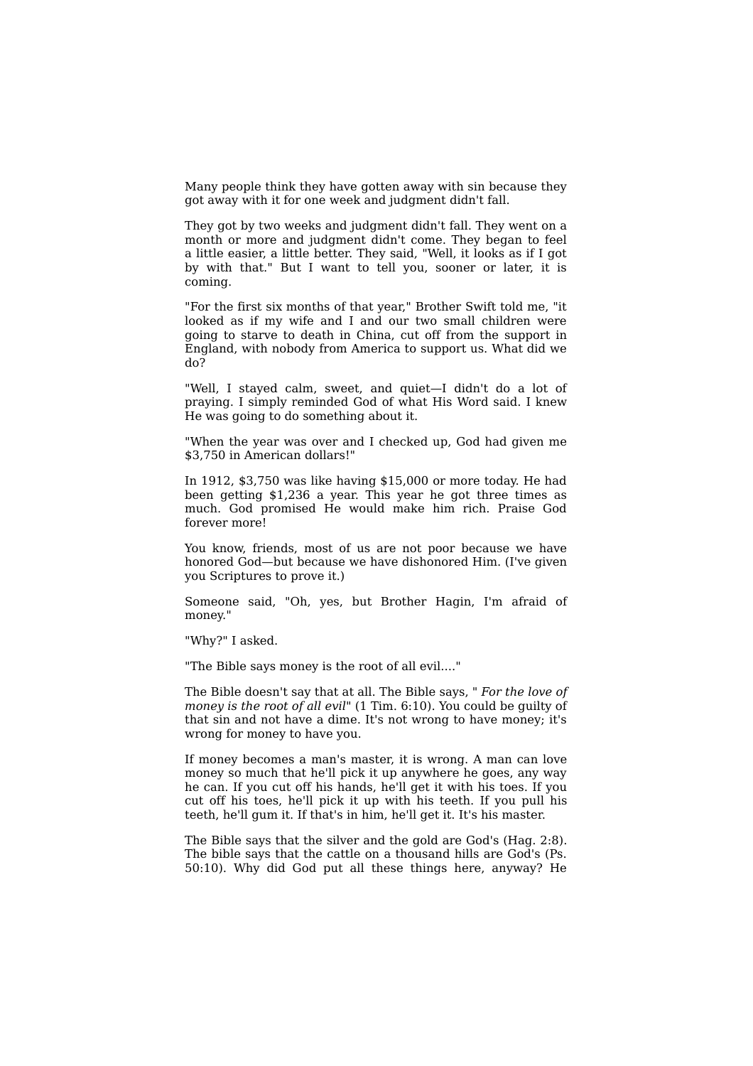Many people think they have gotten away with sin because they got away with it for one week and judgment didn't fall.

They got by two weeks and judgment didn't fall. They went on a month or more and judgment didn't come. They began to feel a little easier, a little better. They said, "Well, it looks as if I got by with that." But I want to tell you, sooner or later, it is coming.

"For the first six months of that year," Brother Swift told me, "it looked as if my wife and I and our two small children were going to starve to death in China, cut off from the support in England, with nobody from America to support us. What did we do?

"Well, I stayed calm, sweet, and quiet—I didn't do a lot of praying. I simply reminded God of what His Word said. I knew He was going to do something about it.

"When the year was over and I checked up, God had given me $3,750 in American dollars!"

In 1912, $3,750 was like having $15,000 or more today. He had been getting $1,236 a year. This year he got three times as much. God promised He would make him rich. Praise God forever more!

You know, friends, most of us are not poor because we have honored God—but because we have dishonored Him. (I've given you Scriptures to prove it.)

Someone said, "Oh, yes, but Brother Hagin, I'm afraid of money."

"Why?" I asked.

"The Bible says money is the root of all evil...."

The Bible doesn't say that at all. The Bible says, " *For the love of money is the root of all evil*" (1 Tim. 6:10). You could be guilty of that sin and not have a dime. It's not wrong to have money; it's wrong for money to have you.

If money becomes a man's master, it is wrong. A man can love money so much that he'll pick it up anywhere he goes, any way he can. If you cut off his hands, he'll get it with his toes. If you cut off his toes, he'll pick it up with his teeth. If you pull his teeth, he'll gum it. If that's in him, he'll get it. It's his master.

The Bible says that the silver and the gold are God's (Hag. 2:8). The bible says that the cattle on a thousand hills are God's (Ps. 50:10). Why did God put all these things here, anyway? He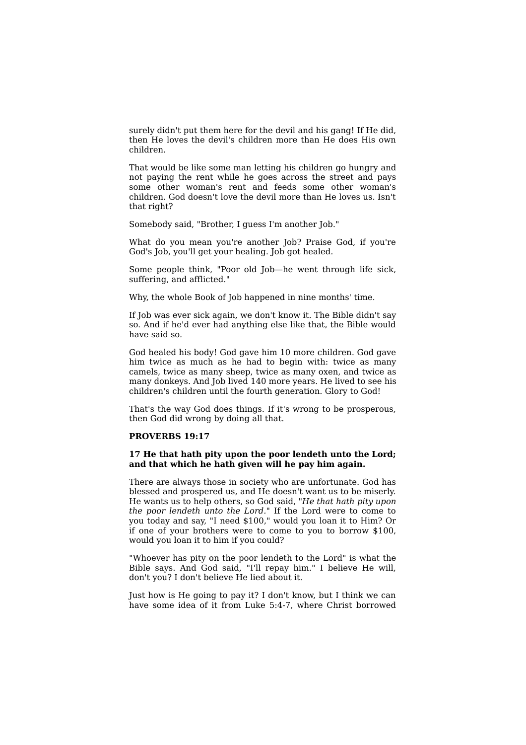surely didn't put them here for the devil and his gang! If He did, then He loves the devil's children more than He does His own children.

That would be like some man letting his children go hungry and not paying the rent while he goes across the street and pays some other woman's rent and feeds some other woman's children. God doesn't love the devil more than He loves us. Isn't that right?

Somebody said, "Brother, I guess I'm another Job."

What do you mean you're another Job? Praise God, if you're God's Job, you'll get your healing. Job got healed.

Some people think, "Poor old Job—he went through life sick, suffering, and afflicted."

Why, the whole Book of Job happened in nine months' time.

If Job was ever sick again, we don't know it. The Bible didn't say so. And if he'd ever had anything else like that, the Bible would have said so.

God healed his body! God gave him 10 more children. God gave him twice as much as he had to begin with: twice as many camels, twice as many sheep, twice as many oxen, and twice as many donkeys. And Job lived 140 more years. He lived to see his children's children until the fourth generation. Glory to God!

That's the way God does things. If it's wrong to be prosperous, then God did wrong by doing all that.

**PROVERBS 19:17**

**17 He that hath pity upon the poor lendeth unto the Lord; and that which he hath given will he pay him again.**

There are always those in society who are unfortunate. God has blessed and prospered us, and He doesn't want us to be miserly. He wants us to help others, so God said, "*He that hath pity upon the poor lendeth unto the Lord*." If the Lord were to come to you today and say, "I need $100," would you loan it to Him? Or if one of your brothers were to come to you to borrow $100, would you loan it to him if you could?

"Whoever has pity on the poor lendeth to the Lord" is what the Bible says. And God said, "I'll repay him." I believe He will, don't you? I don't believe He lied about it.

Just how is He going to pay it? I don't know, but I think we can have some idea of it from Luke 5:4-7, where Christ borrowed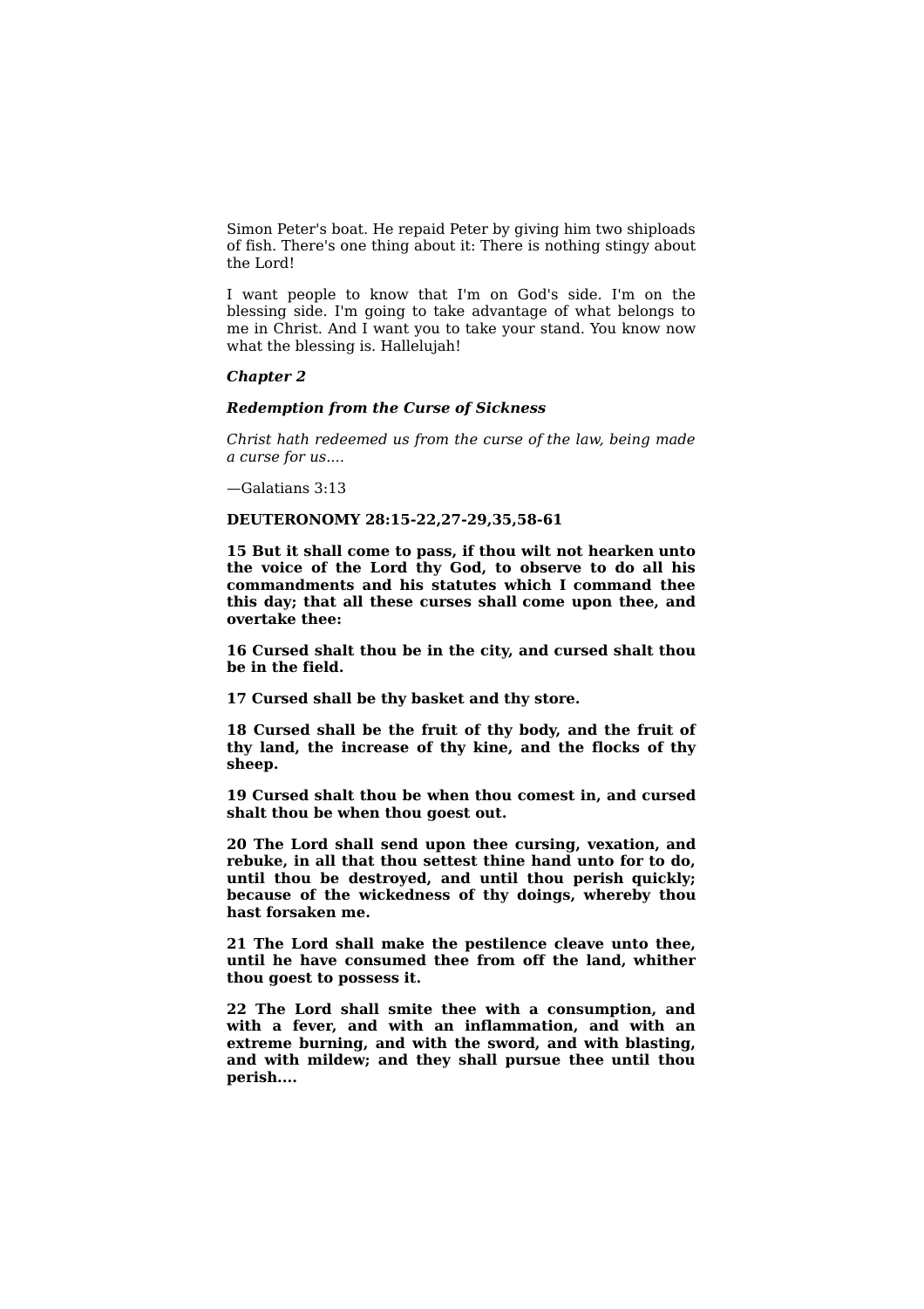Simon Peter's boat. He repaid Peter by giving him two shiploads of fish. There's one thing about it: There is nothing stingy about the Lord!

I want people to know that I'm on God's side. I'm on the blessing side. I'm going to take advantage of what belongs to me in Christ. And I want you to take your stand. You know now what the blessing is. Hallelujah!

## *Chapter 2*

### *Redemption from the Curse of Sickness*

*Christ hath redeemed us from the curse of the law, being made a curse for us....*

—Galatians 3:13

**DEUTERONOMY 28:15-22,27-29,35,58-61**

**15 But it shall come to pass, if thou wilt not hearken unto the voice of the Lord thy God, to observe to do all his commandments and his statutes which I command thee this day; that all these curses shall come upon thee, and overtake thee:**

**16 Cursed shalt thou be in the city, and cursed shalt thou be in the field.**

**17 Cursed shall be thy basket and thy store.**

**18 Cursed shall be the fruit of thy body, and the fruit of thy land, the increase of thy kine, and the flocks of thy sheep.**

**19 Cursed shalt thou be when thou comest in, and cursed shalt thou be when thou goest out.**

**20 The Lord shall send upon thee cursing, vexation, and rebuke, in all that thou settest thine hand unto for to do, until thou be destroyed, and until thou perish quickly; because of the wickedness of thy doings, whereby thou hast forsaken me.**

**21 The Lord shall make the pestilence cleave unto thee, until he have consumed thee from off the land, whither thou goest to possess it.**

**22 The Lord shall smite thee with a consumption, and with a fever, and with an inflammation, and with an extreme burning, and with the sword, and with blasting, and with mildew; and they shall pursue thee until thou perish....**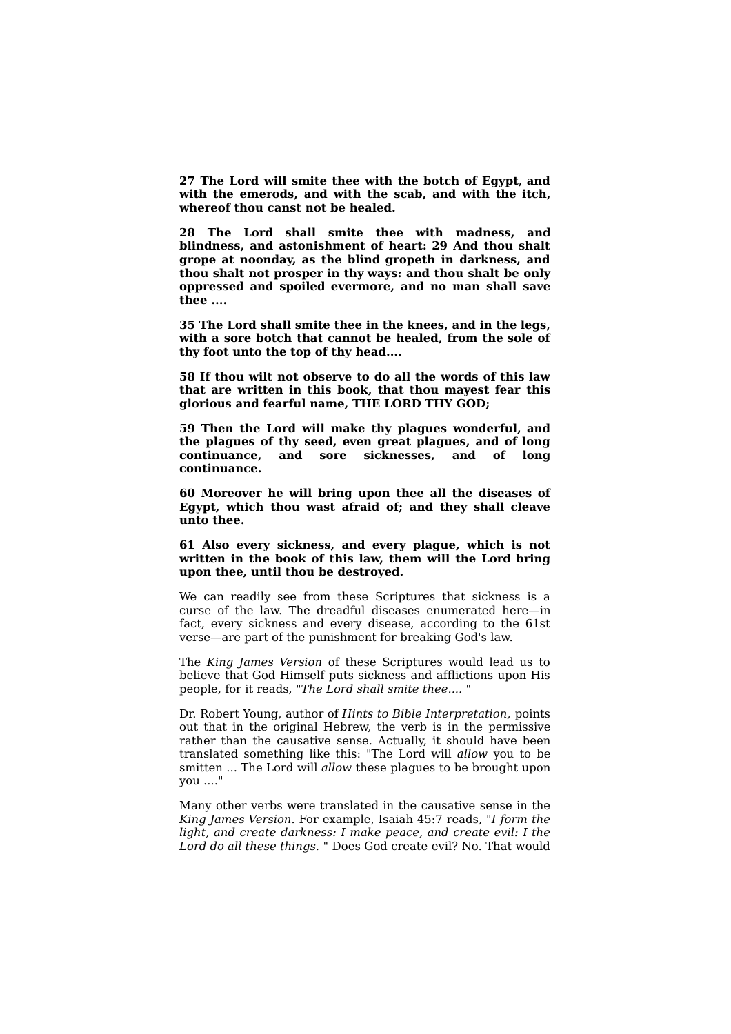**27 The Lord will smite thee with the botch of Egypt, and with the emerods, and with the scab, and with the itch, whereof thou canst not be healed.**

**28 The Lord shall smite thee with madness, and blindness, and astonishment of heart: 29 And thou shalt grope at noonday, as the blind gropeth in darkness, and thou shalt not prosper in thy ways: and thou shalt be only oppressed and spoiled evermore, and no man shall save thee ....**

**35 The Lord shall smite thee in the knees, and in the legs, with a sore botch that cannot be healed, from the sole of thy foot unto the top of thy head....**

**58 If thou wilt not observe to do all the words of this law that are written in this book, that thou mayest fear this glorious and fearful name, THE LORD THY GOD;**

**59 Then the Lord will make thy plagues wonderful, and the plagues of thy seed, even great plagues, and of long continuance, and sore sicknesses, and of long continuance.**

**60 Moreover he will bring upon thee all the diseases of Egypt, which thou wast afraid of; and they shall cleave unto thee.**

**61 Also every sickness, and every plague, which is not written in the book of this law, them will the Lord bring upon thee, until thou be destroyed.**

We can readily see from these Scriptures that sickness is a curse of the law. The dreadful diseases enumerated here—in fact, every sickness and every disease, according to the 61st verse—are part of the punishment for breaking God's law.

The *King James Version* of these Scriptures would lead us to believe that God Himself puts sickness and afflictions upon His people, for it reads, "*The Lord shall smite thee....* "

Dr. Robert Young, author of *Hints to Bible Interpretation,* points out that in the original Hebrew, the verb is in the permissive rather than the causative sense. Actually, it should have been translated something like this: "The Lord will *allow* you to be smitten ... The Lord will *allow* these plagues to be brought upon you ...."

Many other verbs were translated in the causative sense in the *King James Version*. For example, Isaiah 45:7 reads, "*I form the light, and create darkness: I make peace, and create evil: I the Lord do all these things.* " Does God create evil? No. That would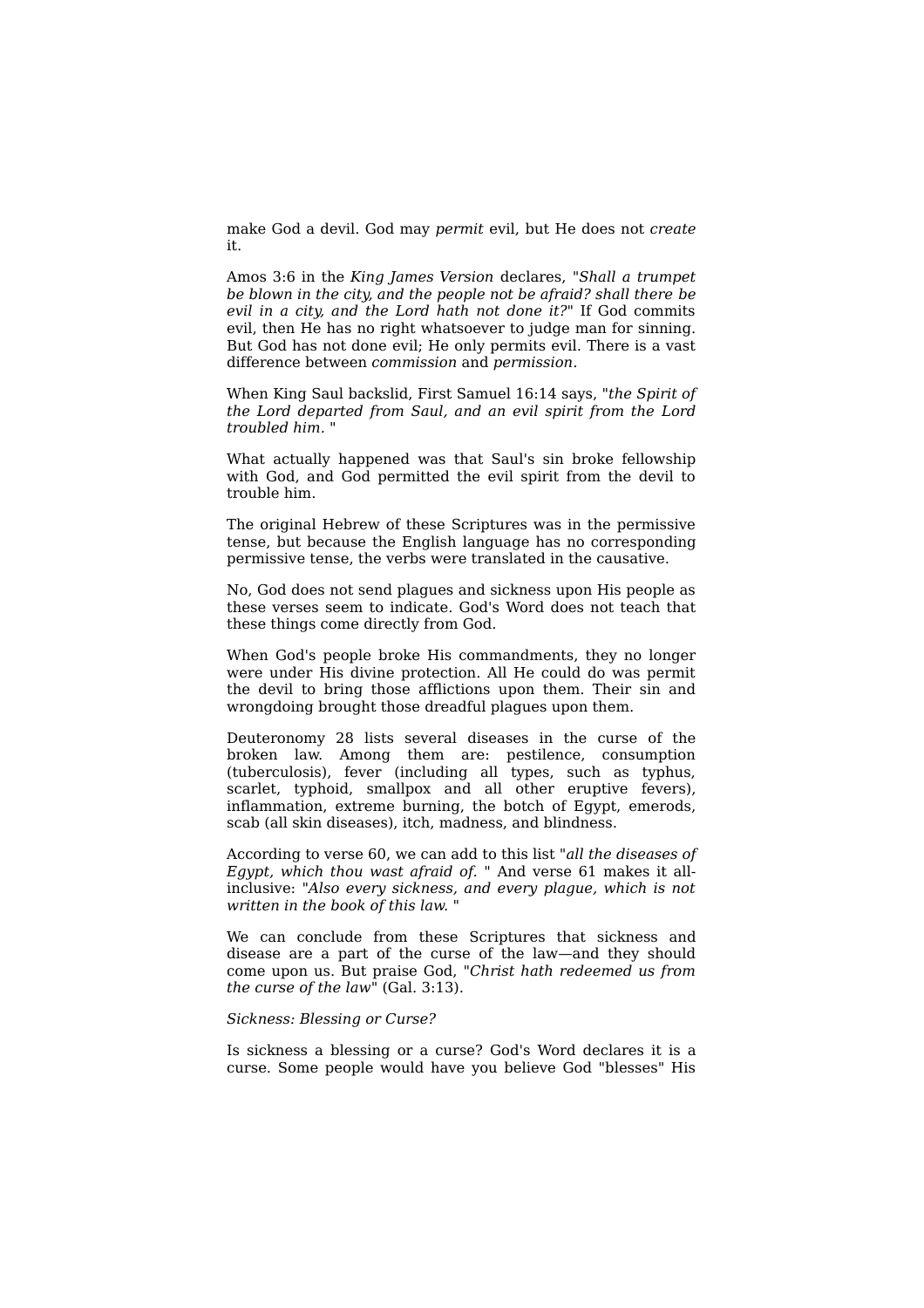make God a devil. God may *permit* evil, but He does not *create* it.

Amos 3:6 in the *King James Version* declares, "*Shall a trumpet be blown in the city, and the people not be afraid? shall there be evil in a city, and the Lord hath not done it?*" If God commits evil, then He has no right whatsoever to judge man for sinning. But God has not done evil; He only permits evil. There is a vast difference between *commission* and *permission*.

When King Saul backslid, First Samuel 16:14 says, "*the Spirit of the Lord departed from Saul, and an evil spirit from the Lord troubled him.* "

What actually happened was that Saul's sin broke fellowship with God, and God permitted the evil spirit from the devil to trouble him.

The original Hebrew of these Scriptures was in the permissive tense, but because the English language has no corresponding permissive tense, the verbs were translated in the causative.

No, God does not send plagues and sickness upon His people as these verses seem to indicate. God's Word does not teach that these things come directly from God.

When God's people broke His commandments, they no longer were under His divine protection. All He could do was permit the devil to bring those afflictions upon them. Their sin and wrongdoing brought those dreadful plagues upon them.

Deuteronomy 28 lists several diseases in the curse of the broken law. Among them are: pestilence, consumption (tuberculosis), fever (including all types, such as typhus, scarlet, typhoid, smallpox and all other eruptive fevers), inflammation, extreme burning, the botch of Egypt, emerods, scab (all skin diseases), itch, madness, and blindness.

According to verse 60, we can add to this list "*all the diseases of Egypt, which thou wast afraid of.* " And verse 61 makes it all-inclusive: "*Also every sickness, and every plague, which is not written in the book of this law.* "

We can conclude from these Scriptures that sickness and disease are a part of the curse of the law—and they should come upon us. But praise God, "*Christ hath redeemed us from the curse of the law*" (Gal. 3:13).

*Sickness: Blessing or Curse?*

Is sickness a blessing or a curse? God's Word declares it is a curse. Some people would have you believe God "blesses" His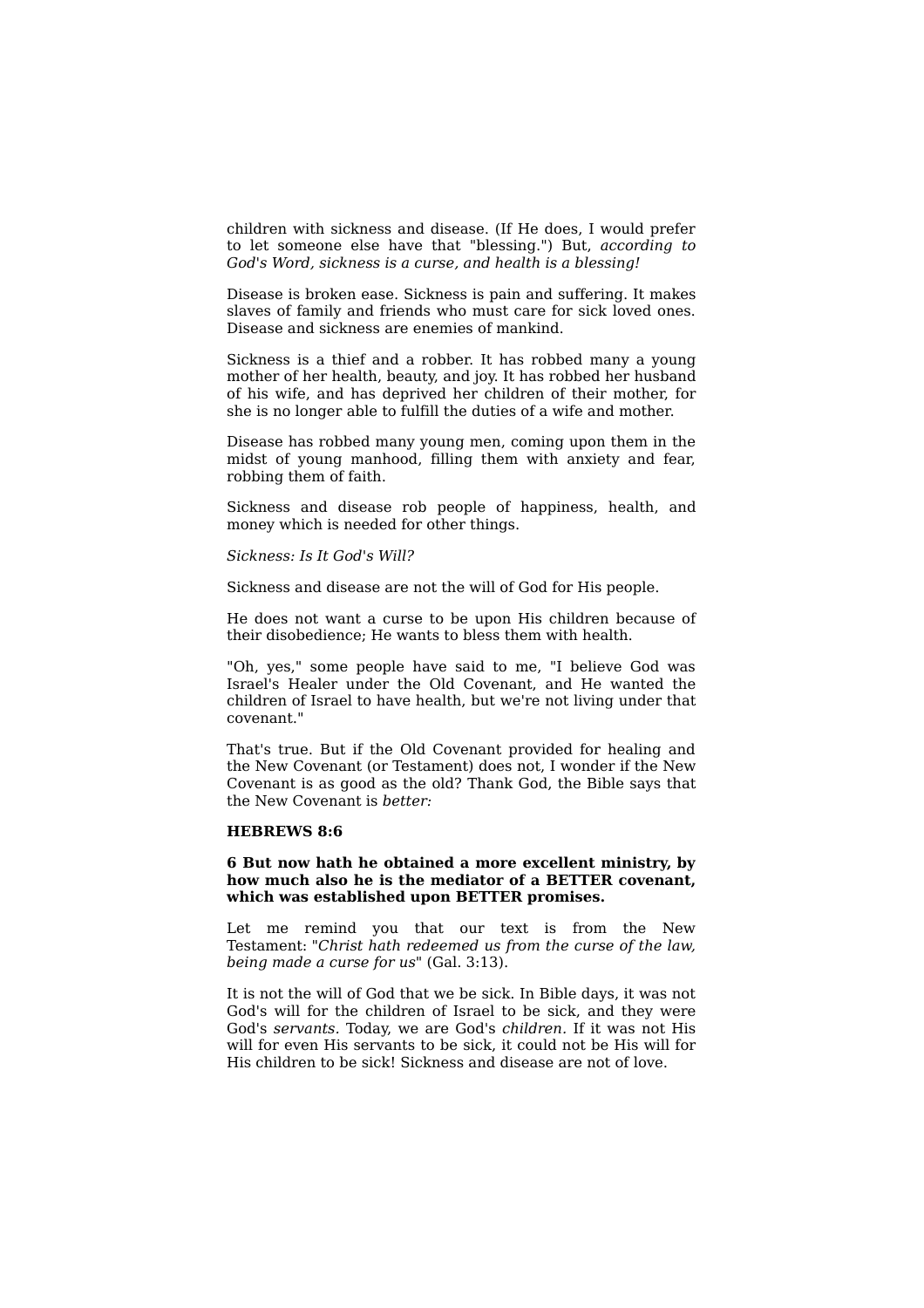children with sickness and disease. (If He does, I would prefer to let someone else have that "blessing.") But, *according to God's Word, sickness is a curse, and health is a blessing!*

Disease is broken ease. Sickness is pain and suffering. It makes slaves of family and friends who must care for sick loved ones. Disease and sickness are enemies of mankind.

Sickness is a thief and a robber. It has robbed many a young mother of her health, beauty, and joy. It has robbed her husband of his wife, and has deprived her children of their mother, for she is no longer able to fulfill the duties of a wife and mother.

Disease has robbed many young men, coming upon them in the midst of young manhood, filling them with anxiety and fear, robbing them of faith.

Sickness and disease rob people of happiness, health, and money which is needed for other things.

*Sickness: Is It God's Will?*

Sickness and disease are not the will of God for His people.

He does not want a curse to be upon His children because of their disobedience; He wants to bless them with health.

"Oh, yes," some people have said to me, "I believe God was Israel's Healer under the Old Covenant, and He wanted the children of Israel to have health, but we're not living under that covenant."

That's true. But if the Old Covenant provided for healing and the New Covenant (or Testament) does not, I wonder if the New Covenant is as good as the old? Thank God, the Bible says that the New Covenant is *better:*

**HEBREWS 8:6**

**6 But now hath he obtained a more excellent ministry, by how much also he is the mediator of a BETTER covenant, which was established upon BETTER promises.**

Let me remind you that our text is from the New Testament: "*Christ hath redeemed us from the curse of the law, being made a curse for us*" (Gal. 3:13).

It is not the will of God that we be sick. In Bible days, it was not God's will for the children of Israel to be sick, and they were God's *servants.* Today, we are God's *children.* If it was not His will for even His servants to be sick, it could not be His will for His children to be sick! Sickness and disease are not of love.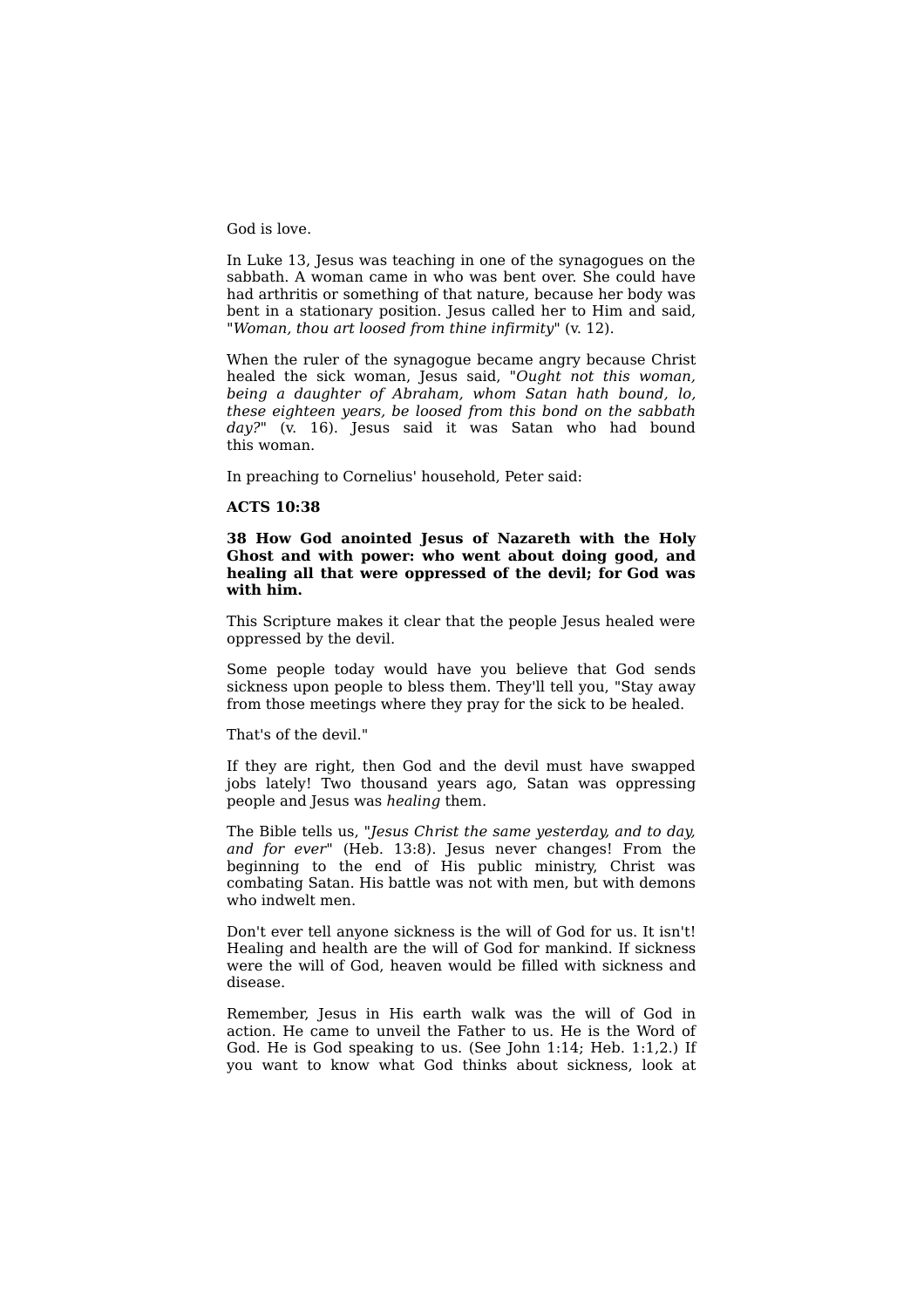God is love.

In Luke 13, Jesus was teaching in one of the synagogues on the sabbath. A woman came in who was bent over. She could have had arthritis or something of that nature, because her body was bent in a stationary position. Jesus called her to Him and said, "*Woman, thou art loosed from thine infirmity*" (v. 12).

When the ruler of the synagogue became angry because Christ healed the sick woman, Jesus said, "*Ought not this woman, being a daughter of Abraham, whom Satan hath bound, lo, these eighteen years, be loosed from this bond on the sabbath day?*" (v. 16). Jesus said it was Satan who had bound this woman.

In preaching to Cornelius' household, Peter said:

**ACTS 10:38**

**38 How God anointed Jesus of Nazareth with the Holy Ghost and with power: who went about doing good, and healing all that were oppressed of the devil; for God was with him.**

This Scripture makes it clear that the people Jesus healed were oppressed by the devil.

Some people today would have you believe that God sends sickness upon people to bless them. They'll tell you, "Stay away from those meetings where they pray for the sick to be healed.

That's of the devil."

If they are right, then God and the devil must have swapped jobs lately! Two thousand years ago, Satan was oppressing people and Jesus was *healing* them.

The Bible tells us, "*Jesus Christ the same yesterday, and to day, and for ever*" (Heb. 13:8). Jesus never changes! From the beginning to the end of His public ministry, Christ was combating Satan. His battle was not with men, but with demons who indwelt men.

Don't ever tell anyone sickness is the will of God for us. It isn't! Healing and health are the will of God for mankind. If sickness were the will of God, heaven would be filled with sickness and disease.

Remember, Jesus in His earth walk was the will of God in action. He came to unveil the Father to us. He is the Word of God. He is God speaking to us. (See John 1:14; Heb. 1:1,2.) If you want to know what God thinks about sickness, look at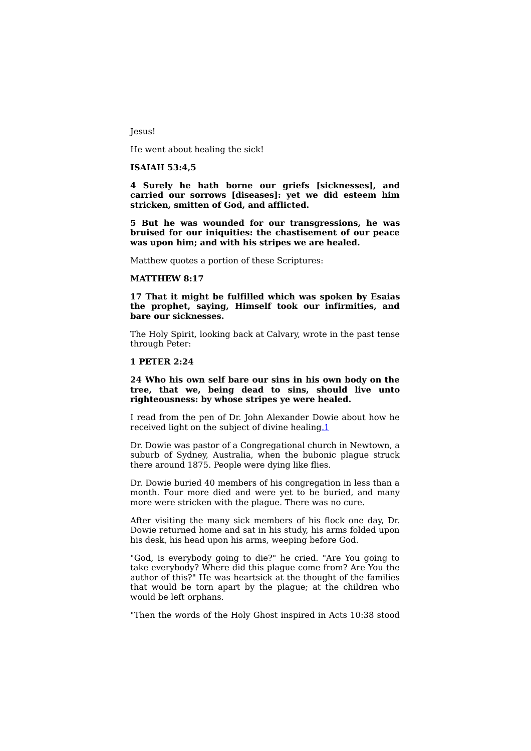Jesus!

He went about healing the sick!

**ISAIAH 53:4,5**

**4 Surely he hath borne our griefs [sicknesses], and carried our sorrows [diseases]: yet we did esteem him stricken, smitten of God, and afflicted.**

**5 But he was wounded for our transgressions, he was bruised for our iniquities: the chastisement of our peace was upon him; and with his stripes we are healed.**

Matthew quotes a portion of these Scriptures:

**MATTHEW 8:17**

**17 That it might be fulfilled which was spoken by Esaias the prophet, saying, Himself took our infirmities, and bare our sicknesses.**

The Holy Spirit, looking back at Calvary, wrote in the past tense through Peter:

**1 PETER 2:24**

**24 Who his own self bare our sins in his own body on the tree, that we, being dead to sins, should live unto righteousness: by whose stripes ye were healed.**

I read from the pen of Dr. John Alexander Dowie about how he received light on the subject of divine healing.[1]

Dr. Dowie was pastor of a Congregational church in Newtown, a suburb of Sydney, Australia, when the bubonic plague struck there around 1875. People were dying like flies.

Dr. Dowie buried 40 members of his congregation in less than a month. Four more died and were yet to be buried, and many more were stricken with the plague. There was no cure.

After visiting the many sick members of his flock one day, Dr. Dowie returned home and sat in his study, his arms folded upon his desk, his head upon his arms, weeping before God.

"God, is everybody going to die?" he cried. "Are You going to take everybody? Where did this plague come from? Are You the author of this?" He was heartsick at the thought of the families that would be torn apart by the plague; at the children who would be left orphans.

"Then the words of the Holy Ghost inspired in Acts 10:38 stood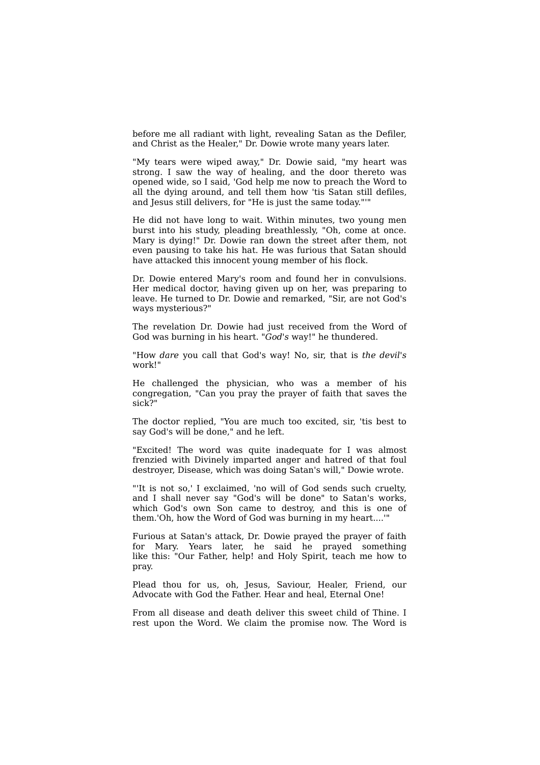before me all radiant with light, revealing Satan as the Defiler, and Christ as the Healer," Dr. Dowie wrote many years later.

"My tears were wiped away," Dr. Dowie said, "my heart was strong. I saw the way of healing, and the door thereto was opened wide, so I said, 'God help me now to preach the Word to all the dying around, and tell them how 'tis Satan still defiles, and Jesus still delivers, for "He is just the same today."'"

He did not have long to wait. Within minutes, two young men burst into his study, pleading breathlessly, "Oh, come at once. Mary is dying!" Dr. Dowie ran down the street after them, not even pausing to take his hat. He was furious that Satan should have attacked this innocent young member of his flock.

Dr. Dowie entered Mary's room and found her in convulsions. Her medical doctor, having given up on her, was preparing to leave. He turned to Dr. Dowie and remarked, "Sir, are not God's ways mysterious?"

The revelation Dr. Dowie had just received from the Word of God was burning in his heart. "*God's* way!" he thundered.

"How *dare* you call that God's way! No, sir, that is *the devil's* work!"

He challenged the physician, who was a member of his congregation, "Can you pray the prayer of faith that saves the sick?"

The doctor replied, "You are much too excited, sir, 'tis best to say God's will be done," and he left.

"Excited! The word was quite inadequate for I was almost frenzied with Divinely imparted anger and hatred of that foul destroyer, Disease, which was doing Satan's will," Dowie wrote.

"'It is not so,' I exclaimed, 'no will of God sends such cruelty, and I shall never say "God's will be done" to Satan's works, which God's own Son came to destroy, and this is one of them.'Oh, how the Word of God was burning in my heart....'"

Furious at Satan's attack, Dr. Dowie prayed the prayer of faith for Mary. Years later, he said he prayed something like this: "Our Father, help! and Holy Spirit, teach me how to pray.

Plead thou for us, oh, Jesus, Saviour, Healer, Friend, our Advocate with God the Father. Hear and heal, Eternal One!

From all disease and death deliver this sweet child of Thine. I rest upon the Word. We claim the promise now. The Word is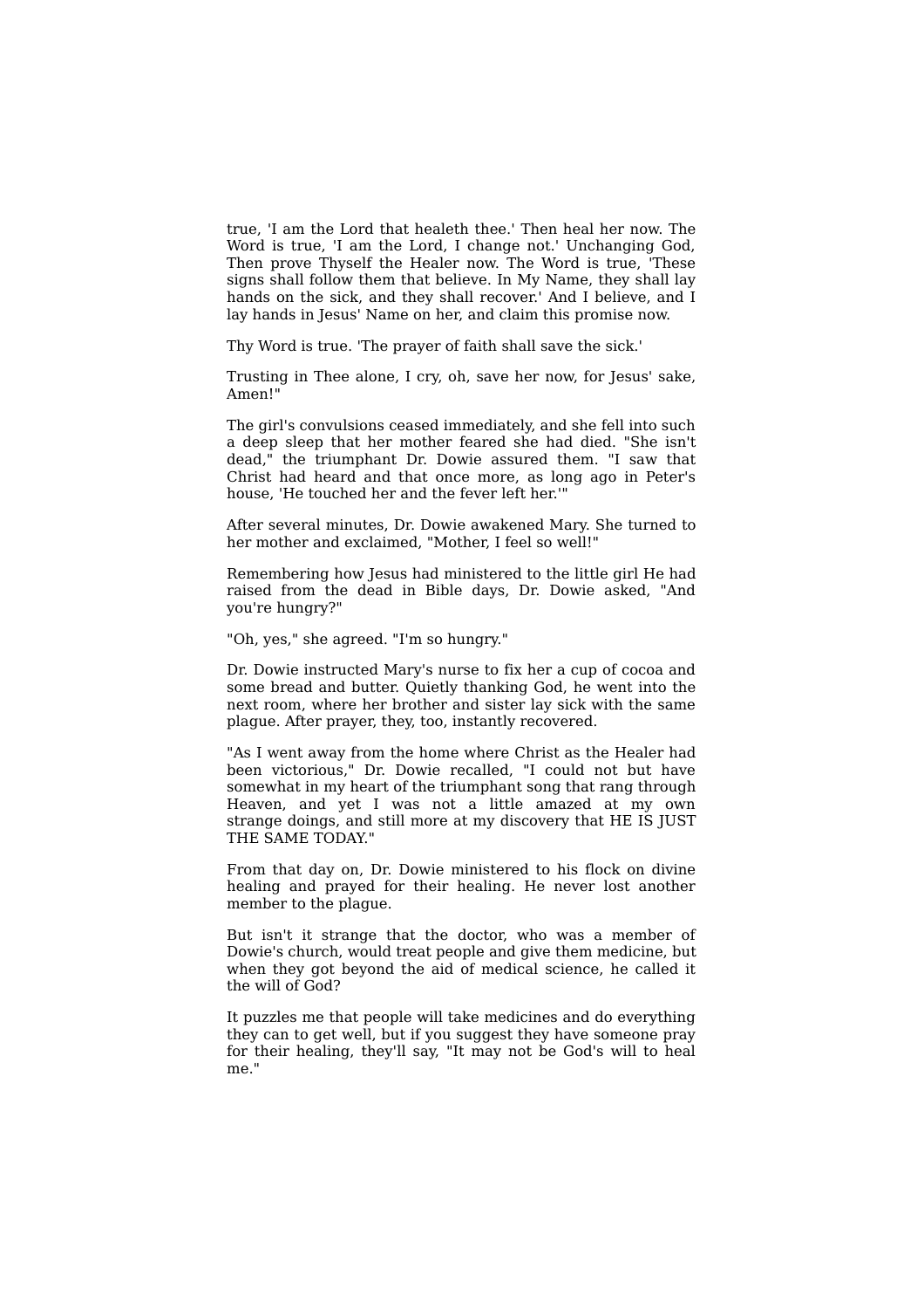true, 'I am the Lord that healeth thee.' Then heal her now. The Word is true, 'I am the Lord, I change not.' Unchanging God, Then prove Thyself the Healer now. The Word is true, 'These signs shall follow them that believe. In My Name, they shall lay hands on the sick, and they shall recover.' And I believe, and I lay hands in Jesus' Name on her, and claim this promise now.

Thy Word is true. 'The prayer of faith shall save the sick.'

Trusting in Thee alone, I cry, oh, save her now, for Jesus' sake, Amen!"

The girl's convulsions ceased immediately, and she fell into such a deep sleep that her mother feared she had died. "She isn't dead," the triumphant Dr. Dowie assured them. "I saw that Christ had heard and that once more, as long ago in Peter's house, 'He touched her and the fever left her.'"

After several minutes, Dr. Dowie awakened Mary. She turned to her mother and exclaimed, "Mother, I feel so well!"

Remembering how Jesus had ministered to the little girl He had raised from the dead in Bible days, Dr. Dowie asked, "And you're hungry?"

"Oh, yes," she agreed. "I'm so hungry."

Dr. Dowie instructed Mary's nurse to fix her a cup of cocoa and some bread and butter. Quietly thanking God, he went into the next room, where her brother and sister lay sick with the same plague. After prayer, they, too, instantly recovered.

"As I went away from the home where Christ as the Healer had been victorious," Dr. Dowie recalled, "I could not but have somewhat in my heart of the triumphant song that rang through Heaven, and yet I was not a little amazed at my own strange doings, and still more at my discovery that HE IS JUST THE SAME TODAY."

From that day on, Dr. Dowie ministered to his flock on divine healing and prayed for their healing. He never lost another member to the plague.

But isn't it strange that the doctor, who was a member of Dowie's church, would treat people and give them medicine, but when they got beyond the aid of medical science, he called it the will of God?

It puzzles me that people will take medicines and do everything they can to get well, but if you suggest they have someone pray for their healing, they'll say, "It may not be God's will to heal me."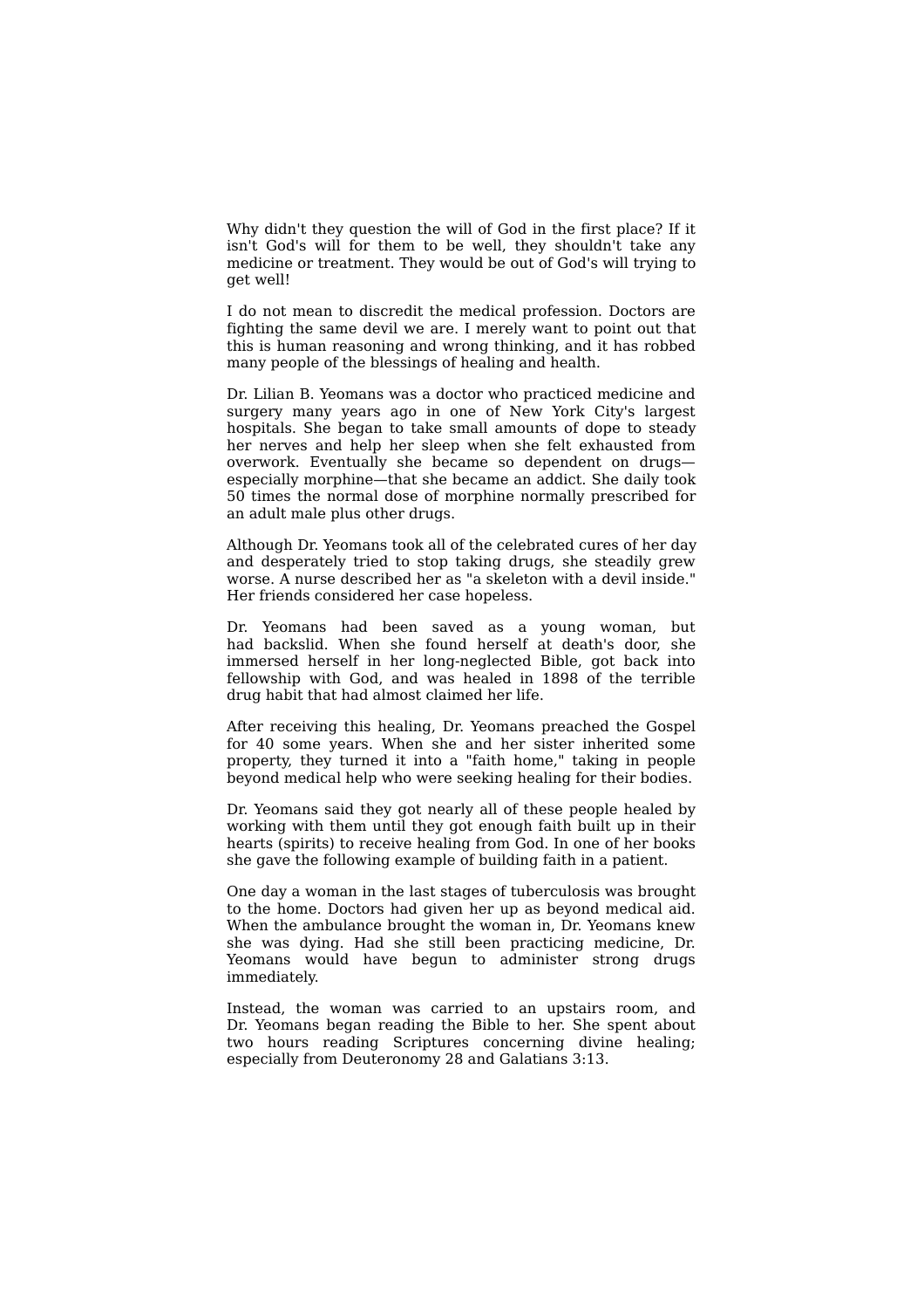Why didn't they question the will of God in the first place? If it isn't God's will for them to be well, they shouldn't take any medicine or treatment. They would be out of God's will trying to get well!

I do not mean to discredit the medical profession. Doctors are fighting the same devil we are. I merely want to point out that this is human reasoning and wrong thinking, and it has robbed many people of the blessings of healing and health.

Dr. Lilian B. Yeomans was a doctor who practiced medicine and surgery many years ago in one of New York City's largest hospitals. She began to take small amounts of dope to steady her nerves and help her sleep when she felt exhausted from overwork. Eventually she became so dependent on drugs—especially morphine—that she became an addict. She daily took 50 times the normal dose of morphine normally prescribed for an adult male plus other drugs.

Although Dr. Yeomans took all of the celebrated cures of her day and desperately tried to stop taking drugs, she steadily grew worse. A nurse described her as "a skeleton with a devil inside." Her friends considered her case hopeless.

Dr. Yeomans had been saved as a young woman, but had backslid. When she found herself at death's door, she immersed herself in her long-neglected Bible, got back into fellowship with God, and was healed in 1898 of the terrible drug habit that had almost claimed her life.

After receiving this healing, Dr. Yeomans preached the Gospel for 40 some years. When she and her sister inherited some property, they turned it into a "faith home," taking in people beyond medical help who were seeking healing for their bodies.

Dr. Yeomans said they got nearly all of these people healed by working with them until they got enough faith built up in their hearts (spirits) to receive healing from God. In one of her books she gave the following example of building faith in a patient.

One day a woman in the last stages of tuberculosis was brought to the home. Doctors had given her up as beyond medical aid. When the ambulance brought the woman in, Dr. Yeomans knew she was dying. Had she still been practicing medicine, Dr. Yeomans would have begun to administer strong drugs immediately.

Instead, the woman was carried to an upstairs room, and Dr. Yeomans began reading the Bible to her. She spent about two hours reading Scriptures concerning divine healing; especially from Deuteronomy 28 and Galatians 3:13.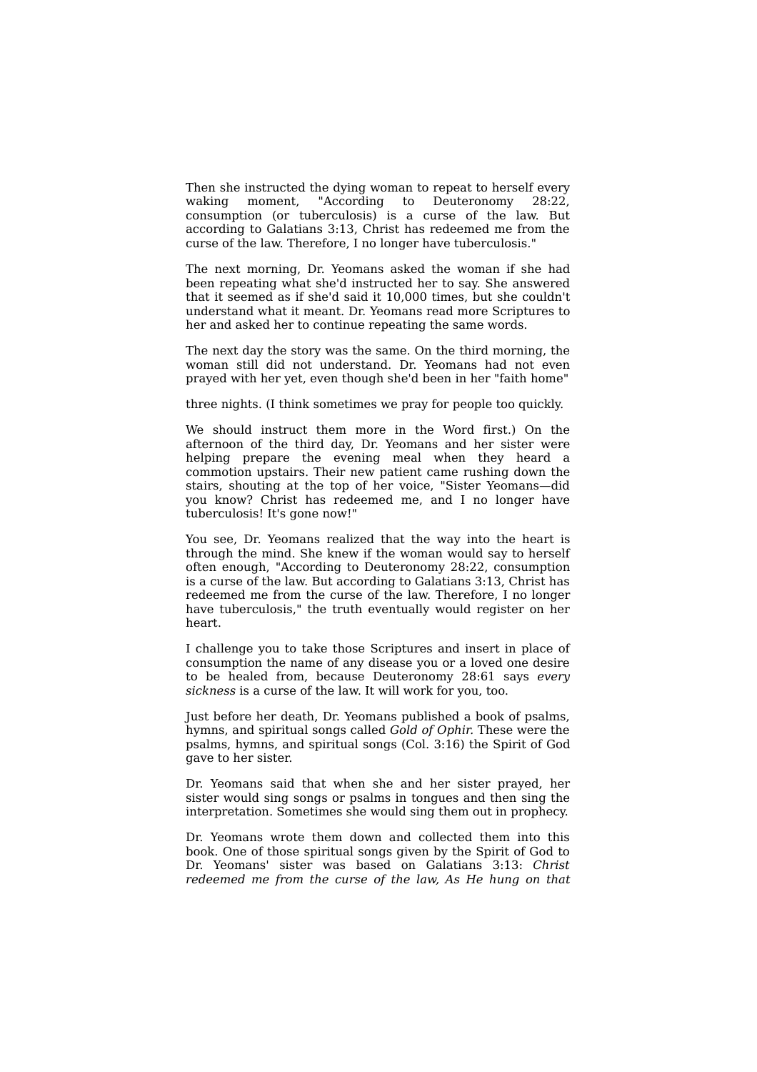Then she instructed the dying woman to repeat to herself every waking moment, "According to Deuteronomy 28:22, consumption (or tuberculosis) is a curse of the law. But according to Galatians 3:13, Christ has redeemed me from the curse of the law. Therefore, I no longer have tuberculosis."

The next morning, Dr. Yeomans asked the woman if she had been repeating what she'd instructed her to say. She answered that it seemed as if she'd said it 10,000 times, but she couldn't understand what it meant. Dr. Yeomans read more Scriptures to her and asked her to continue repeating the same words.

The next day the story was the same. On the third morning, the woman still did not understand. Dr. Yeomans had not even prayed with her yet, even though she'd been in her "faith home"

three nights. (I think sometimes we pray for people too quickly.

We should instruct them more in the Word first.) On the afternoon of the third day, Dr. Yeomans and her sister were helping prepare the evening meal when they heard a commotion upstairs. Their new patient came rushing down the stairs, shouting at the top of her voice, "Sister Yeomans—did you know? Christ has redeemed me, and I no longer have tuberculosis! It's gone now!"

You see, Dr. Yeomans realized that the way into the heart is through the mind. She knew if the woman would say to herself often enough, "According to Deuteronomy 28:22, consumption is a curse of the law. But according to Galatians 3:13, Christ has redeemed me from the curse of the law. Therefore, I no longer have tuberculosis," the truth eventually would register on her heart.

I challenge you to take those Scriptures and insert in place of consumption the name of any disease you or a loved one desire to be healed from, because Deuteronomy 28:61 says *every sickness* is a curse of the law. It will work for you, too.

Just before her death, Dr. Yeomans published a book of psalms, hymns, and spiritual songs called *Gold of Ophir*. These were the psalms, hymns, and spiritual songs (Col. 3:16) the Spirit of God gave to her sister.

Dr. Yeomans said that when she and her sister prayed, her sister would sing songs or psalms in tongues and then sing the interpretation. Sometimes she would sing them out in prophecy.

Dr. Yeomans wrote them down and collected them into this book. One of those spiritual songs given by the Spirit of God to Dr. Yeomans' sister was based on Galatians 3:13: *Christ redeemed me from the curse of the law, As He hung on that*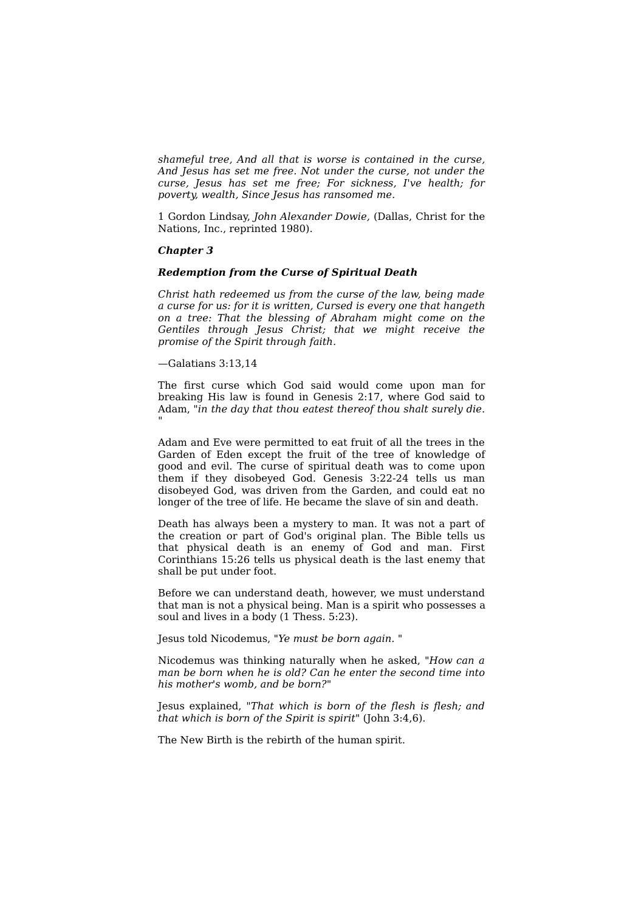*shameful tree, And all that is worse is contained in the curse, And Jesus has set me free. Not under the curse, not under the curse, Jesus has set me free; For sickness, I've health; for poverty, wealth, Since Jesus has ransomed me.*

1 Gordon Lindsay, *John Alexander Dowie,* (Dallas, Christ for the Nations, Inc., reprinted 1980).

## *Chapter 3*

### *Redemption from the Curse of Spiritual Death*

*Christ hath redeemed us from the curse of the law, being made a curse for us: for it is written, Cursed is every one that hangeth on a tree: That the blessing of Abraham might come on the Gentiles through Jesus Christ; that we might receive the promise of the Spirit through faith.*

—Galatians 3:13,14

The first curse which God said would come upon man for breaking His law is found in Genesis 2:17, where God said to Adam, "*in the day that thou eatest thereof thou shalt surely die.* "

Adam and Eve were permitted to eat fruit of all the trees in the Garden of Eden except the fruit of the tree of knowledge of good and evil. The curse of spiritual death was to come upon them if they disobeyed God. Genesis 3:22-24 tells us man disobeyed God, was driven from the Garden, and could eat no longer of the tree of life. He became the slave of sin and death.

Death has always been a mystery to man. It was not a part of the creation or part of God's original plan. The Bible tells us that physical death is an enemy of God and man. First Corinthians 15:26 tells us physical death is the last enemy that shall be put under foot.

Before we can understand death, however, we must understand that man is not a physical being. Man is a spirit who possesses a soul and lives in a body (1 Thess. 5:23).

Jesus told Nicodemus, "*Ye must be born again.* "

Nicodemus was thinking naturally when he asked, "*How can a man be born when he is old? Can he enter the second time into his mother's womb, and be born?*"

Jesus explained, "*That which is born of the flesh is flesh; and that which is born of the Spirit is spirit*" (John 3:4,6).

The New Birth is the rebirth of the human spirit.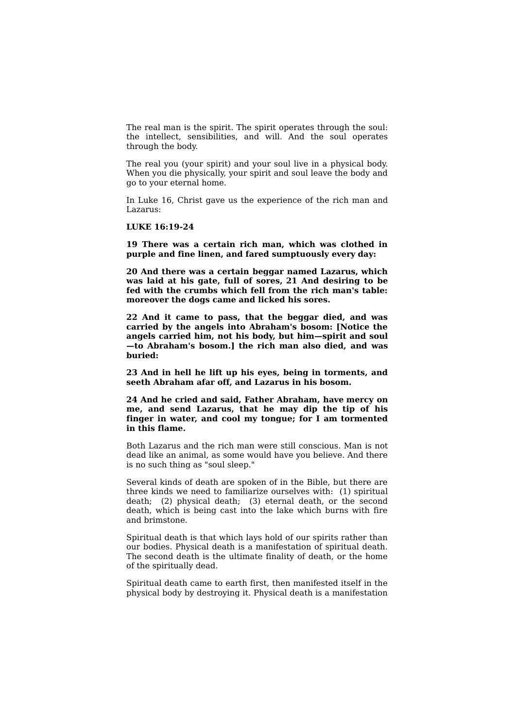The real man is the spirit. The spirit operates through the soul: the intellect, sensibilities, and will. And the soul operates through the body.

The real you (your spirit) and your soul live in a physical body. When you die physically, your spirit and soul leave the body and go to your eternal home.

In Luke 16, Christ gave us the experience of the rich man and Lazarus:

**LUKE 16:19-24**

**19 There was a certain rich man, which was clothed in purple and fine linen, and fared sumptuously every day:**

**20 And there was a certain beggar named Lazarus, which was laid at his gate, full of sores, 21 And desiring to be fed with the crumbs which fell from the rich man's table: moreover the dogs came and licked his sores.**

**22 And it came to pass, that the beggar died, and was carried by the angels into Abraham's bosom: [Notice the angels carried him, not his body, but him—spirit and soul—to Abraham's bosom.] the rich man also died, and was buried:**

**23 And in hell he lift up his eyes, being in torments, and seeth Abraham afar off, and Lazarus in his bosom.**

**24 And he cried and said, Father Abraham, have mercy on me, and send Lazarus, that he may dip the tip of his finger in water, and cool my tongue; for I am tormented in this flame.**

Both Lazarus and the rich man were still conscious. Man is not dead like an animal, as some would have you believe. And there is no such thing as "soul sleep."

Several kinds of death are spoken of in the Bible, but there are three kinds we need to familiarize ourselves with: (1) spiritual death; (2) physical death; (3) eternal death, or the second death, which is being cast into the lake which burns with fire and brimstone.

Spiritual death is that which lays hold of our spirits rather than our bodies. Physical death is a manifestation of spiritual death. The second death is the ultimate finality of death, or the home of the spiritually dead.

Spiritual death came to earth first, then manifested itself in the physical body by destroying it. Physical death is a manifestation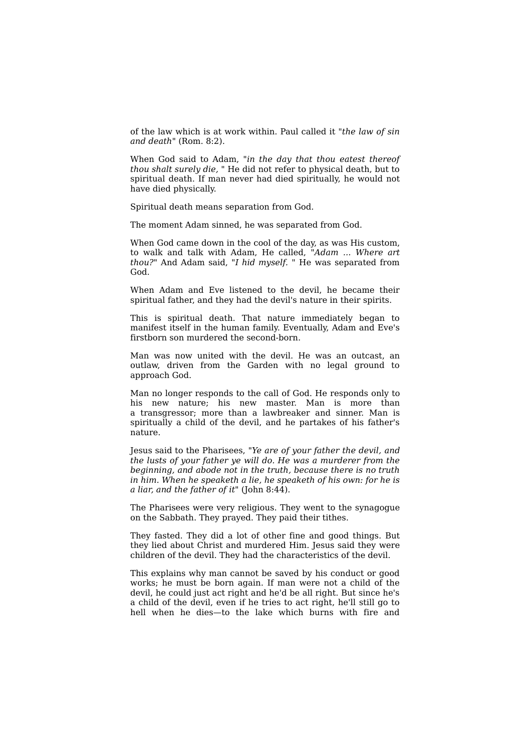of the law which is at work within. Paul called it "*the law of sin and death*" (Rom. 8:2).

When God said to Adam, "*in the day that thou eatest thereof thou shalt surely die,* " He did not refer to physical death, but to spiritual death. If man never had died spiritually, he would not have died physically.

Spiritual death means separation from God.

The moment Adam sinned, he was separated from God.

When God came down in the cool of the day, as was His custom, to walk and talk with Adam, He called, "*Adam ... Where art thou?*" And Adam said, "*I hid myself.* " He was separated from God.

When Adam and Eve listened to the devil, he became their spiritual father, and they had the devil's nature in their spirits.

This is spiritual death. That nature immediately began to manifest itself in the human family. Eventually, Adam and Eve's firstborn son murdered the second-born.

Man was now united with the devil. He was an outcast, an outlaw, driven from the Garden with no legal ground to approach God.

Man no longer responds to the call of God. He responds only to his new nature; his new master. Man is more than a transgressor; more than a lawbreaker and sinner. Man is spiritually a child of the devil, and he partakes of his father's nature.

Jesus said to the Pharisees, "*Ye are of your father the devil, and the lusts of your father ye will do. He was a murderer from the beginning, and abode not in the truth, because there is no truth in him. When he speaketh a lie, he speaketh of his own: for he is a liar, and the father of it*" (John 8:44).

The Pharisees were very religious. They went to the synagogue on the Sabbath. They prayed. They paid their tithes.

They fasted. They did a lot of other fine and good things. But they lied about Christ and murdered Him. Jesus said they were children of the devil. They had the characteristics of the devil.

This explains why man cannot be saved by his conduct or good works; he must be born again. If man were not a child of the devil, he could just act right and he'd be all right. But since he's a child of the devil, even if he tries to act right, he'll still go to hell when he dies—to the lake which burns with fire and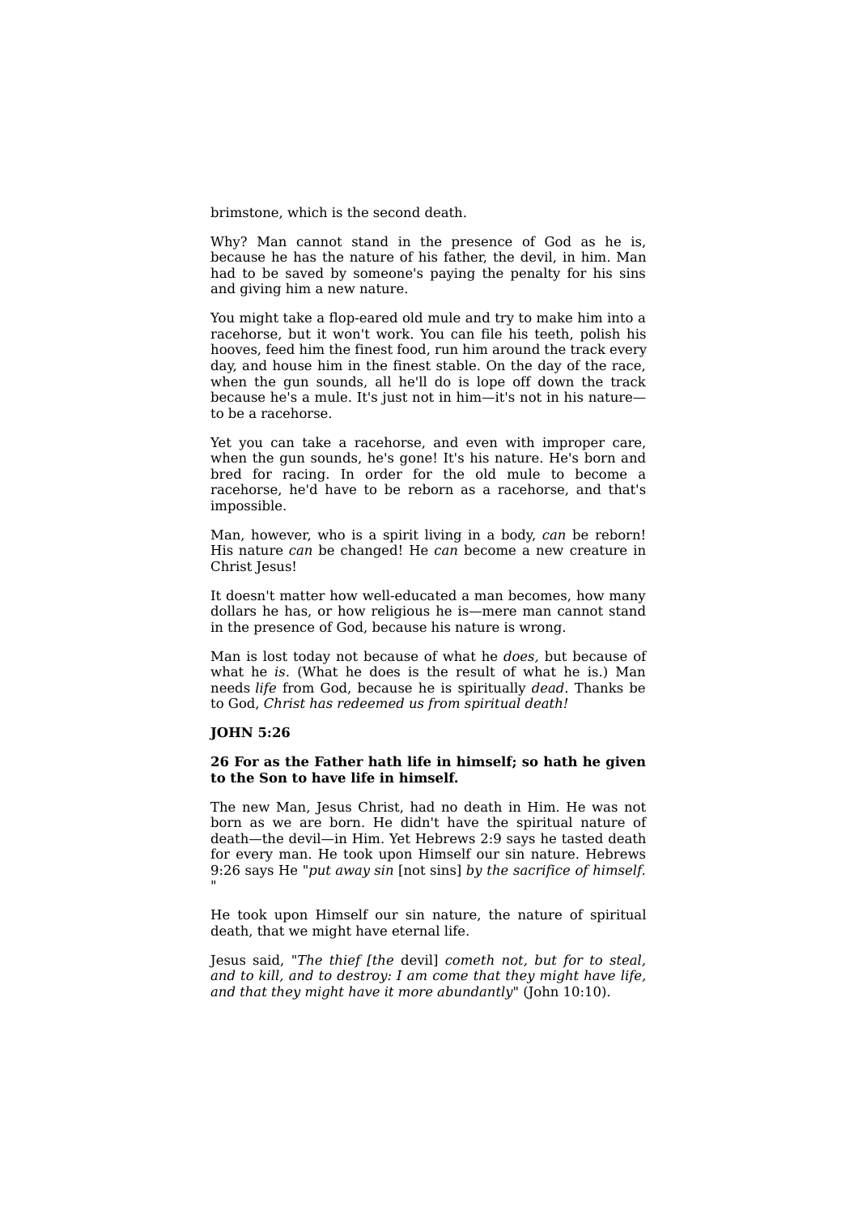brimstone, which is the second death.

Why? Man cannot stand in the presence of God as he is, because he has the nature of his father, the devil, in him. Man had to be saved by someone's paying the penalty for his sins and giving him a new nature.

You might take a flop-eared old mule and try to make him into a racehorse, but it won't work. You can file his teeth, polish his hooves, feed him the finest food, run him around the track every day, and house him in the finest stable. On the day of the race, when the gun sounds, all he'll do is lope off down the track because he's a mule. It's just not in him—it's not in his nature—to be a racehorse.

Yet you can take a racehorse, and even with improper care, when the gun sounds, he's gone! It's his nature. He's born and bred for racing. In order for the old mule to become a racehorse, he'd have to be reborn as a racehorse, and that's impossible.

Man, however, who is a spirit living in a body, *can* be reborn! His nature *can* be changed! He *can* become a new creature in Christ Jesus!

It doesn't matter how well-educated a man becomes, how many dollars he has, or how religious he is—mere man cannot stand in the presence of God, because his nature is wrong.

Man is lost today not because of what he *does,* but because of what he *is*. (What he does is the result of what he is.) Man needs *life* from God, because he is spiritually *dead*. Thanks be to God, *Christ has redeemed us from spiritual death!*

**JOHN 5:26**

**26 For as the Father hath life in himself; so hath he given to the Son to have life in himself.**

The new Man, Jesus Christ, had no death in Him. He was not born as we are born. He didn't have the spiritual nature of death—the devil—in Him. Yet Hebrews 2:9 says he tasted death for every man. He took upon Himself our sin nature. Hebrews 9:26 says He "*put away sin* [not sins] *by the sacrifice of himself.* "

He took upon Himself our sin nature, the nature of spiritual death, that we might have eternal life.

Jesus said, "*The thief [the* devil] *cometh not, but for to steal, and to kill, and to destroy: I am come that they might have life, and that they might have it more abundantly*" (John 10:10).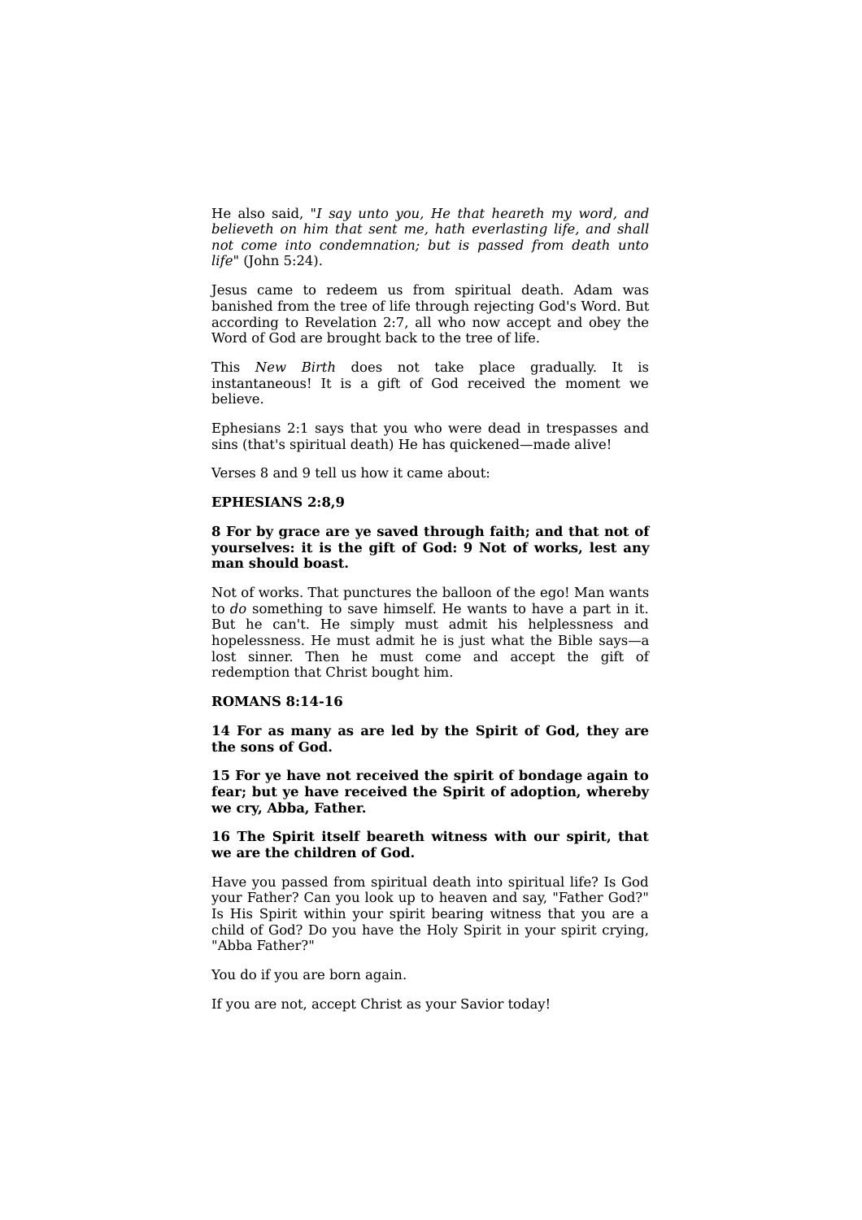He also said, "*I say unto you, He that heareth my word, and believeth on him that sent me, hath everlasting life, and shall not come into condemnation; but is passed from death unto life*" (John 5:24).

Jesus came to redeem us from spiritual death. Adam was banished from the tree of life through rejecting God's Word. But according to Revelation 2:7, all who now accept and obey the Word of God are brought back to the tree of life.

This *New Birth* does not take place gradually. It is instantaneous! It is a gift of God received the moment we believe.

Ephesians 2:1 says that you who were dead in trespasses and sins (that's spiritual death) He has quickened—made alive!

Verses 8 and 9 tell us how it came about:

**EPHESIANS 2:8,9**

**8 For by grace are ye saved through faith; and that not of yourselves: it is the gift of God: 9 Not of works, lest any man should boast.**

Not of works. That punctures the balloon of the ego! Man wants to *do* something to save himself. He wants to have a part in it. But he can't. He simply must admit his helplessness and hopelessness. He must admit he is just what the Bible says—a lost sinner. Then he must come and accept the gift of redemption that Christ bought him.

**ROMANS 8:14-16**

**14 For as many as are led by the Spirit of God, they are the sons of God.**

**15 For ye have not received the spirit of bondage again to fear; but ye have received the Spirit of adoption, whereby we cry, Abba, Father.**

**16 The Spirit itself beareth witness with our spirit, that we are the children of God.**

Have you passed from spiritual death into spiritual life? Is God your Father? Can you look up to heaven and say, "Father God?" Is His Spirit within your spirit bearing witness that you are a child of God? Do you have the Holy Spirit in your spirit crying, "Abba Father?"

You do if you are born again.

If you are not, accept Christ as your Savior today!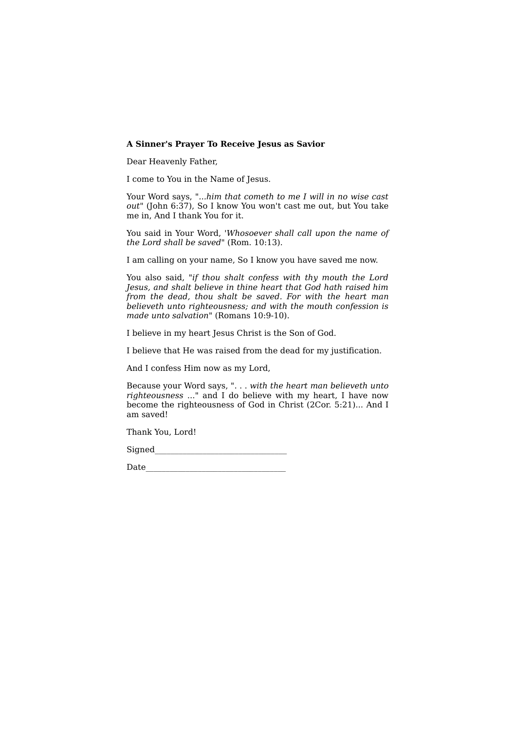**A Sinner's Prayer To Receive Jesus as Savior**

Dear Heavenly Father,

I come to You in the Name of Jesus.

Your Word says, "*...him that cometh to me I will in no wise cast out*" (John 6:37), So I know You won't cast me out, but You take me in, And I thank You for it.

You said in Your Word, '*Whosoever shall call upon the name of the Lord shall be saved*" (Rom. 10:13).

I am calling on your name, So I know you have saved me now.

You also said, "*if thou shalt confess with thy mouth the Lord Jesus, and shalt believe in thine heart that God hath raised him from the dead, thou shalt be saved. For with the heart man believeth unto righteousness; and with the mouth confession is made unto salvation*" (Romans 10:9-10).

I believe in my heart Jesus Christ is the Son of God.

I believe that He was raised from the dead for my justification.

And I confess Him now as my Lord,

Because your Word says, ". . . *with the heart man believeth unto righteousness* ..." and I do believe with my heart, I have now become the righteousness of God in Christ (2Cor. 5:21)... And I am saved!

Thank You, Lord!

Signed_______________________________

Date_________________________________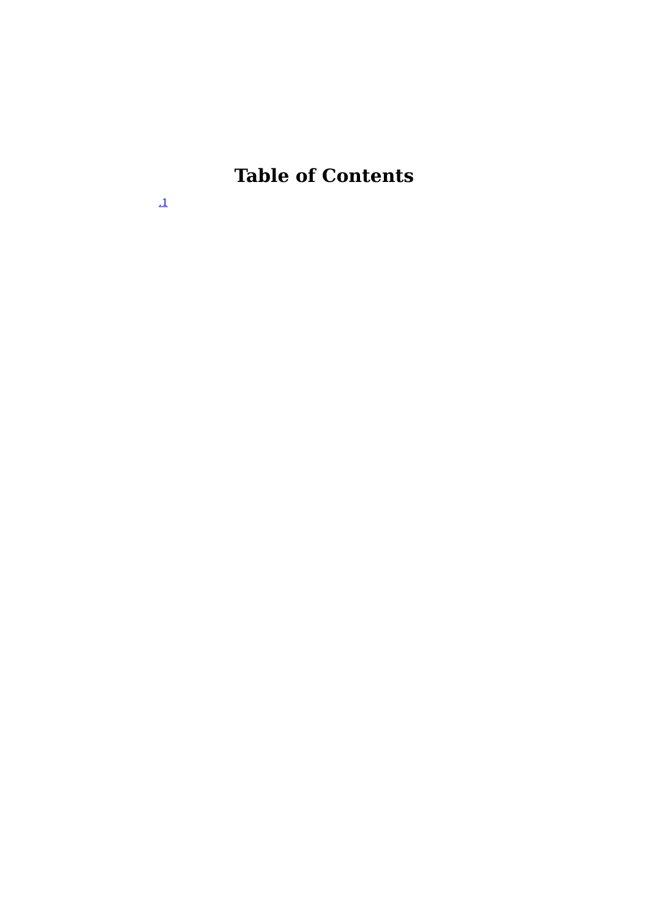# Table of Contents

.1